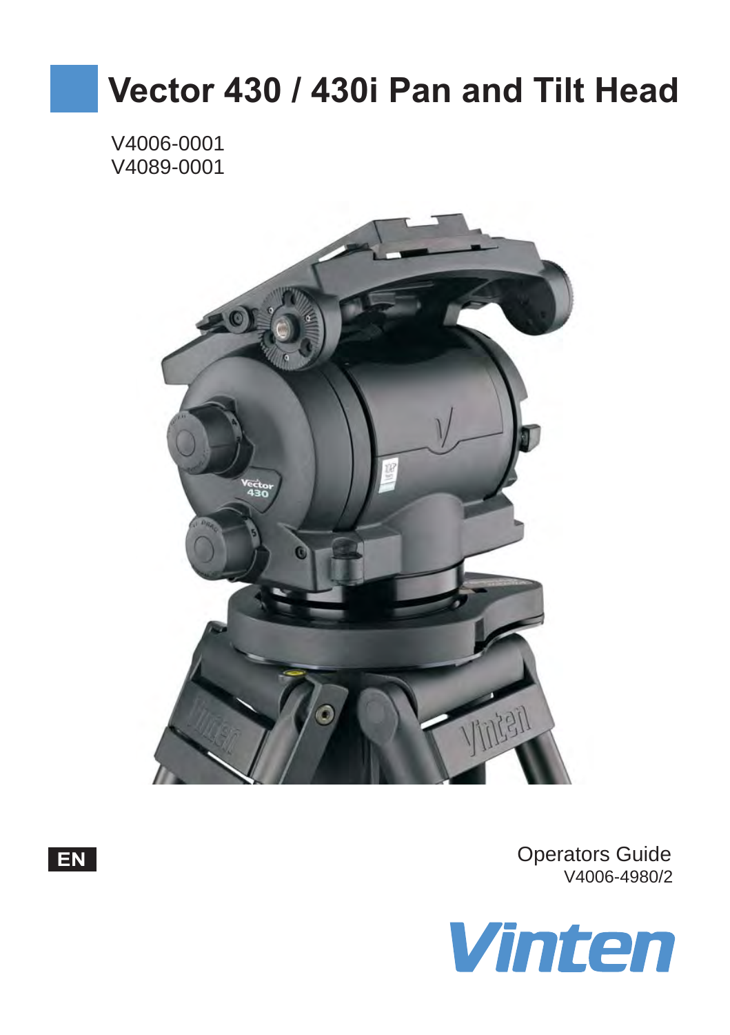# Vector 430 / 430i Pan and Tilt Head

V4006-0001
V4089-0001

EN

Operators Guide
V4006-4980/2

Vinten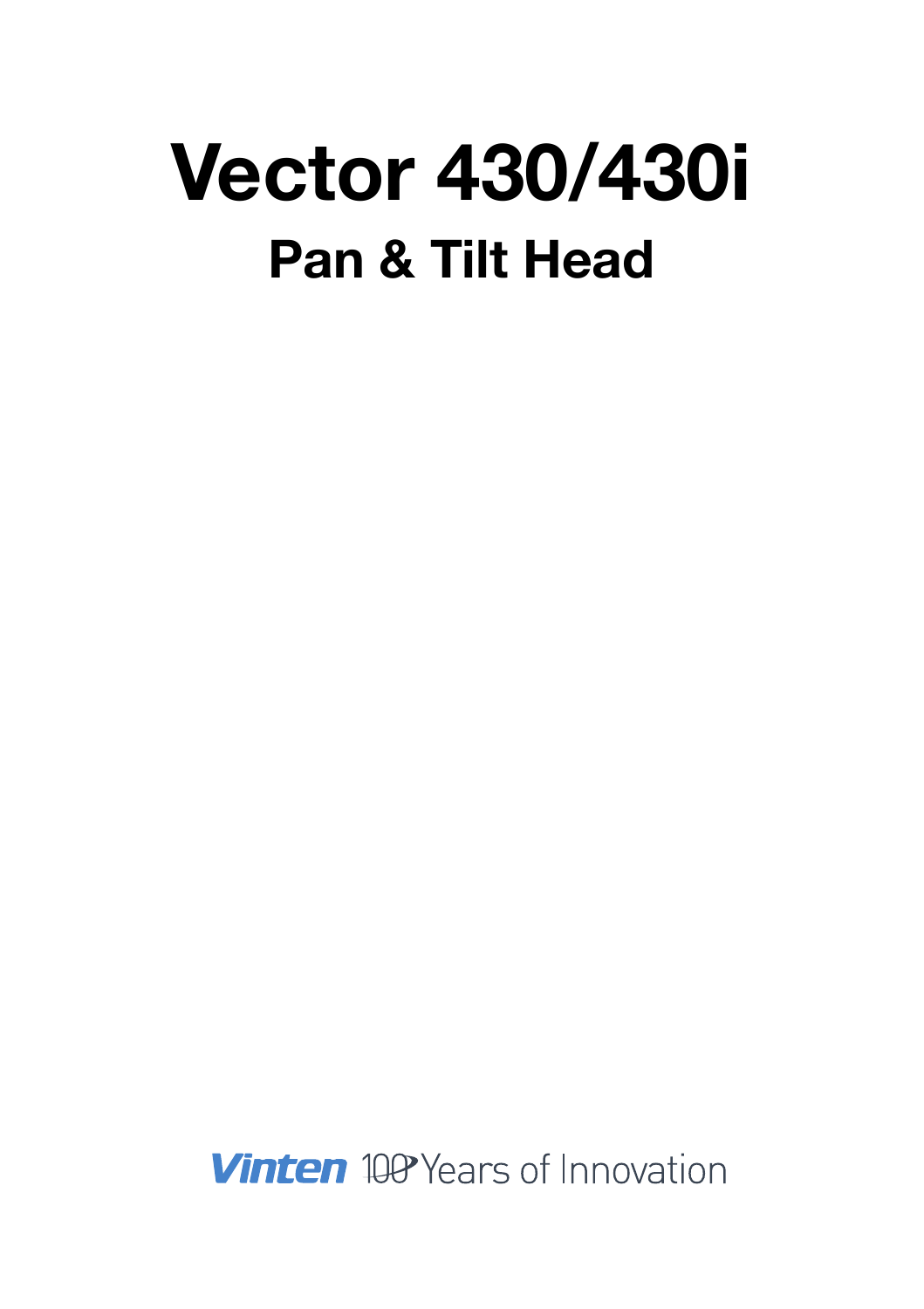# Vector 430/430i

## Pan & Tilt Head

Vinten 100 Years of Innovation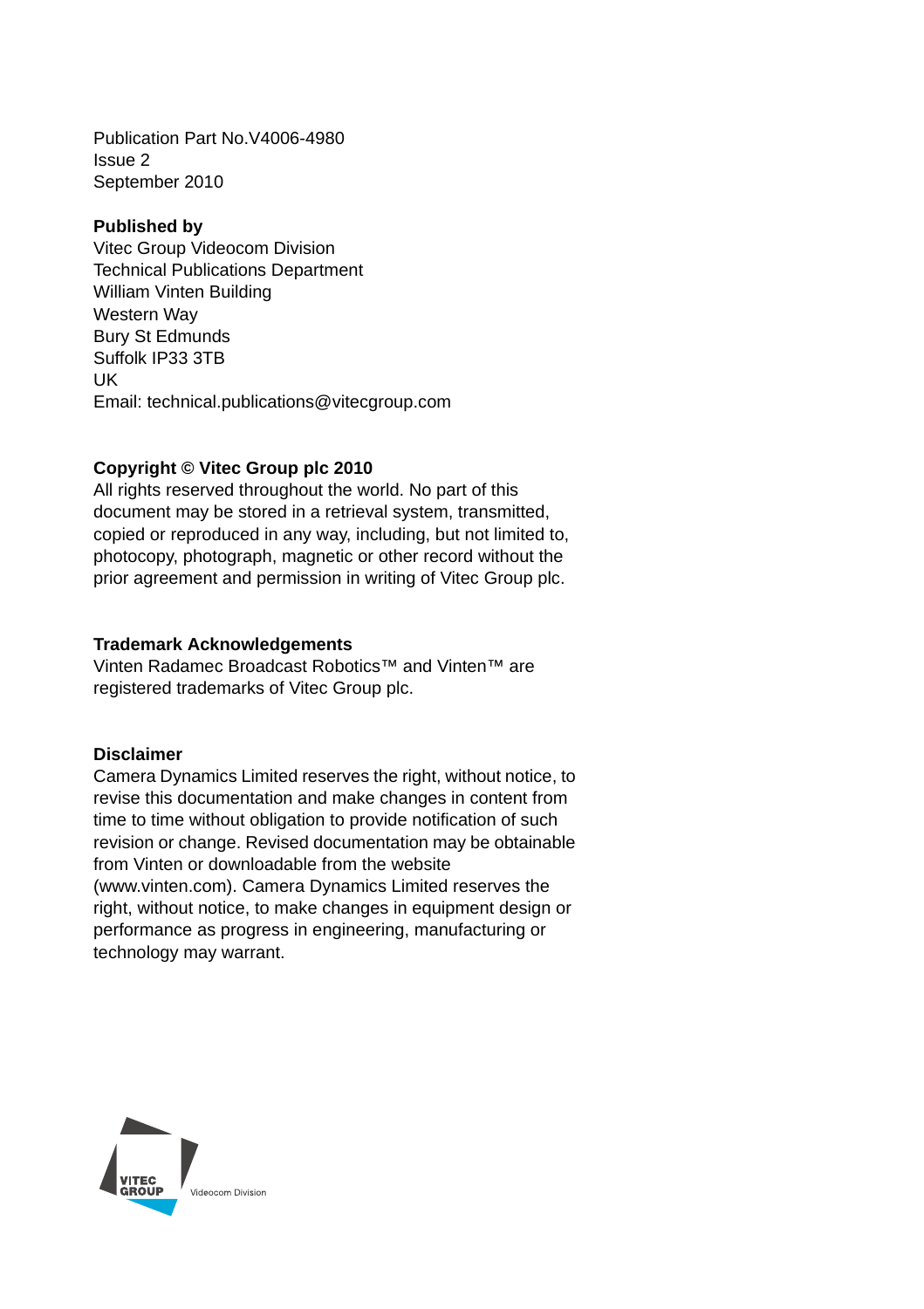Publication Part No.V4006-4980
Issue 2
September 2010

**Published by**
Vitec Group Videocom Division
Technical Publications Department
William Vinten Building
Western Way
Bury St Edmunds
Suffolk IP33 3TB
UK
Email: technical.publications@vitecgroup.com

**Copyright © Vitec Group plc 2010**
All rights reserved throughout the world. No part of this document may be stored in a retrieval system, transmitted, copied or reproduced in any way, including, but not limited to, photocopy, photograph, magnetic or other record without the prior agreement and permission in writing of Vitec Group plc.

**Trademark Acknowledgements**
Vinten Radamec Broadcast Robotics™ and Vinten™ are registered trademarks of Vitec Group plc.

**Disclaimer**
Camera Dynamics Limited reserves the right, without notice, to revise this documentation and make changes in content from time to time without obligation to provide notification of such revision or change. Revised documentation may be obtainable from Vinten or downloadable from the website (www.vinten.com). Camera Dynamics Limited reserves the right, without notice, to make changes in equipment design or performance as progress in engineering, manufacturing or technology may warrant.

VITEC GROUP Videocom Division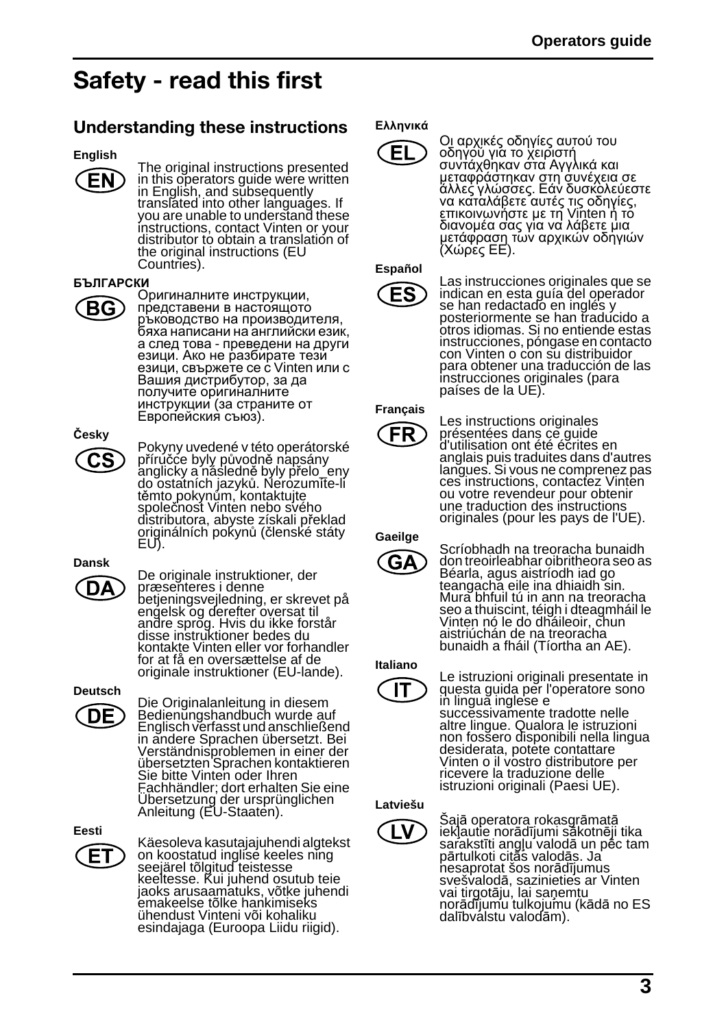# Safety - read this first

## Understanding these instructions

**English**

EN

The original instructions presented in this operators guide were written in English, and subsequently translated into other languages. If you are unable to understand these instructions, contact Vinten or your distributor to obtain a translation of the original instructions (EU Countries).

**БЪЛГАРСКИ**

BG

Оригиналните инструкции, представени в настоящото ръководство на производителя, бяха написани на английски език, а след това - преведени на други езици. Ако не разбирате тези езици, свържете се с Vinten или с Вашия дистрибутор, за да получите оригиналните инструкции (за страните от Европейския съюз).

**Česky**

CS

Pokyny uvedené v této operátorské příručce byly původně napsány anglicky a následně byly přelo_eny do ostatních jazyků. Nerozumíte-li těmto pokynům, kontaktujte společnost Vinten nebo svého distributora, abyste získali překlad originálních pokynů (členské státy EU).

**Dansk**

DA

De originale instruktioner, der præsenteres i denne betjeningsvejledning, er skrevet på engelsk og derefter oversat til andre sprog. Hvis du ikke forstår disse instruktioner bedes du kontakte Vinten eller vor forhandler for at få en oversættelse af de originale instruktioner (EU-lande).

**Deutsch**

DE

Die Originalanleitung in diesem Bedienungshandbuch wurde auf Englisch verfasst und anschließend in andere Sprachen übersetzt. Bei Verständnisproblemen in einer der übersetzten Sprachen kontaktieren Sie bitte Vinten oder Ihren Fachhändler; dort erhalten Sie eine Übersetzung der ursprünglichen Anleitung (EU-Staaten).

**Eesti**

ET

Käesoleva kasutajajuhendi algtekst on koostatud inglise keeles ning seejärel tõlgitud teistesse keeltesse. Kui juhend osutub teie jaoks arusaamatuks, võtke juhendi emakeelse tõlke hankimiseks ühendust Vinteni või kohaliku esindajaga (Euroopa Liidu riigid).

**Ελληνικά**

EL

Οι αρχικές οδηγίες αυτού του οδηγού για το χειριστή συντάχθηκαν στα Αγγλικά και μεταφράστηκαν στη συνέχεια σε άλλες γλώσσες. Εάν δυσκολεύεστε να καταλάβετε αυτές τις οδηγίες, επικοινωνήστε με τη Vinten ή το διανομέα σας για να λάβετε μια μετάφραση των αρχικών οδηγιών (Χώρες ΕΕ).

**Español**

ES

Las instrucciones originales que se indican en esta guía del operador se han redactado en inglés y posteriormente se han traducido a otros idiomas. Si no entiende estas instrucciones, póngase en contacto con Vinten o con su distribuidor para obtener una traducción de las instrucciones originales (para países de la UE).

**Français**

FR

Les instructions originales présentées dans ce guide d'utilisation ont été écrites en anglais puis traduites dans d'autres langues. Si vous ne comprenez pas ces instructions, contactez Vinten ou votre revendeur pour obtenir une traduction des instructions originales (pour les pays de l'UE).

**Gaeilge**

GA

Scríobhadh na treoracha bunaidh don treoirleabhar oibritheora seo as Béarla, agus aistríodh iad go teangacha eile ina dhiaidh sin. Mura bhfuil tú in ann na treoracha seo a thuiscint, téigh i dteagmháil le Vinten nó le do dháileoir, chun aistriúchán de na treoracha bunaidh a fháil (Tíortha an AE).

**Italiano**

IT

Le istruzioni originali presentate in questa guida per l'operatore sono in lingua inglese e successivamente tradotte nelle altre lingue. Qualora le istruzioni non fossero disponibili nella lingua desiderata, potete contattare Vinten o il vostro distributore per ricevere la traduzione delle istruzioni originali (Paesi UE).

**Latviešu**

LV

Šajā operatora rokasgrāmatā iekļautie norādījumi sākotnēji tika sarakstīti angļu valodā un pēc tam pārtulkoti citās valodās. Ja nesaprotat šos norādījumus svešvalodā, sazinieties ar Vinten vai tirgotāju, lai saņemtu norādījumu tulkojumu (kādā no ES dalībvalstu valodām).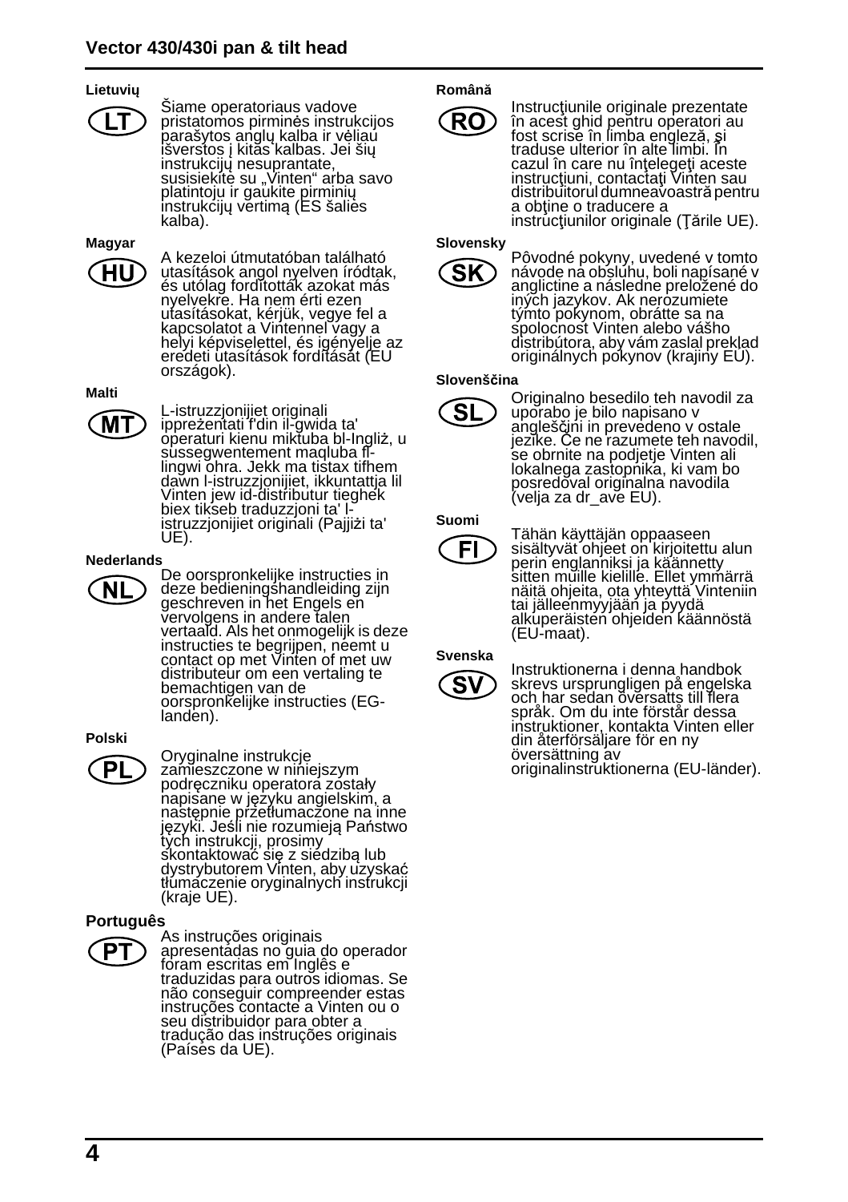**Lietuvių**

LT

Šiame operatoriaus vadove pristatomos pirminės instrukcijos parašytos anglų kalba ir vėliau išverstos į kitas kalbas. Jei šių instrukcijų nesuprantate, susisiekite su „Vinten" arba savo platintoju ir gaukite pirminių instrukcijų vertimą (ES šalies kalba).

**Magyar**

HU

A kezeloi útmutatóban található utasítások angol nyelven íródtak, és utólag fordították azokat más nyelvekre. Ha nem érti ezen utasításokat, kérjük, vegye fel a kapcsolatot a Vintennel vagy a helyi képviselettel, és igényelje az eredeti utasítások fordítását (EU országok).

**Malti**

MT

L-istruzzjonijiet originali ippreżentati f'din il-gwida ta' operaturi kienu miktuba bl-Ingliż, u sussegwentement maqluba fl-lingwi ohra. Jekk ma tistax tifhem dawn l-istruzzjonijiet, ikkuntattja lil Vinten jew id-distributur tieghek biex tikseb traduzzjoni ta' l-istruzzjonijiet originali (Pajjiżi ta' UE).

**Nederlands**

NL

De oorspronkelijke instructies in deze bedieningshandleiding zijn geschreven in het Engels en vervolgens in andere talen vertaald. Als het onmogelijk is deze instructies te begrijpen, neemt u contact op met Vinten of met uw distributeur om een vertaling te bemachtigen van de oorspronkelijke instructies (EG-landen).

**Polski**

PL

Oryginalne instrukcje zamieszczone w niniejszym podręczniku operatora zostały napisane w języku angielskim, a następnie przetłumaczone na inne języki. Jeśli nie rozumieją Państwo tych instrukcji, prosimy skontaktować się z siedzibą lub dystrybutorem Vinten, aby uzyskać tłumaczenie oryginalnych instrukcji (kraje UE).

**Português**

PT

As instruções originais apresentadas no guia do operador foram escritas em Inglês e traduzidas para outros idiomas. Se não conseguir compreender estas instruções contacte a Vinten ou o seu distribuidor para obter a tradução das instruções originais (Países da UE).

**Română**

RO

Instrucţiunile originale prezentate în acest ghid pentru operatori au fost scrise în limba engleză, şi traduse ulterior în alte limbi. În cazul în care nu înţelegeţi aceste instrucţiuni, contactaţi Vinten sau distribuitorul dumneavoastră pentru a obţine o traducere a instrucţiunilor originale (Ţările UE).

**Slovensky**

SK

Pôvodné pokyny, uvedené v tomto návode na obsluhu, boli napísané v anglictine a následne preložené do iných jazykov. Ak nerozumiete týmto pokynom, obrátte sa na spolocnost Vinten alebo vášho distribútora, aby vám zaslal preklad originálnych pokynov (krajiny EU).

**Slovenščina**

SL

Originalno besedilo teh navodil za uporabo je bilo napisano v angleščini in prevedeno v ostale jezike. Če ne razumete teh navodil, se obrnite na podjetje Vinten ali lokalnega zastopnika, ki vam bo posredoval originalna navodila (velja za dr_ave EU).

**Suomi**

FI

Tähän käyttäjän oppaaseen sisältyvät ohjeet on kirjoitettu alun perin englanniksi ja käännetty sitten muille kielille. Ellet ymmärrä näitä ohjeita, ota yhteyttä Vinteniin tai jälleenmyyjään ja pyydä alkuperäisten ohjeiden käännöstä (EU-maat).

**Svenska**

SV

Instruktionerna i denna handbok skrevs ursprungligen på engelska och har sedan översatts till flera språk. Om du inte förstår dessa instruktioner, kontakta Vinten eller din återförsäljare för en ny översättning av originalinstruktionerna (EU-länder).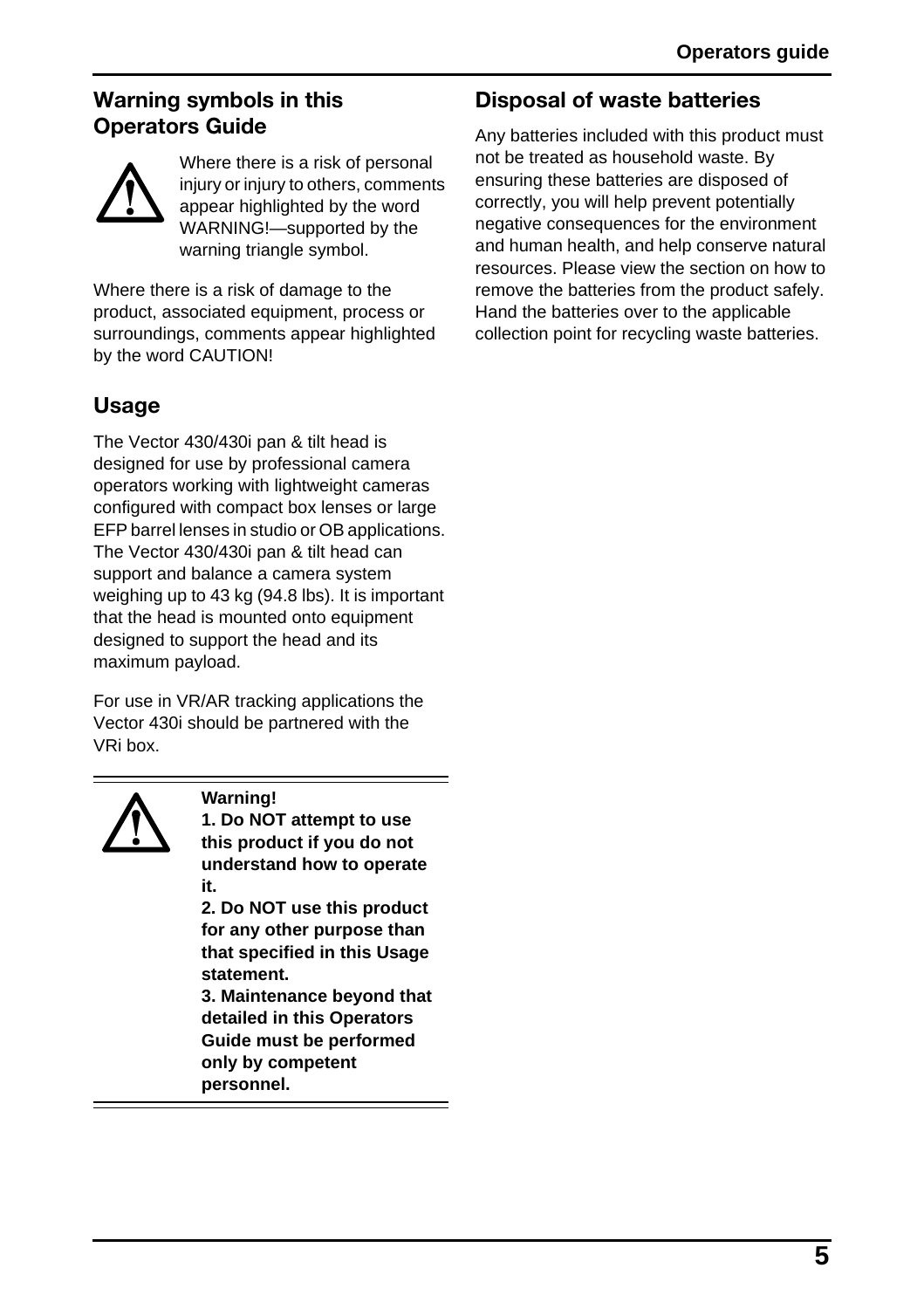## Warning symbols in this Operators Guide

Where there is a risk of personal injury or injury to others, comments appear highlighted by the word WARNING!—supported by the warning triangle symbol.

Where there is a risk of damage to the product, associated equipment, process or surroundings, comments appear highlighted by the word CAUTION!

## Usage

The Vector 430/430i pan & tilt head is designed for use by professional camera operators working with lightweight cameras configured with compact box lenses or large EFP barrel lenses in studio or OB applications. The Vector 430/430i pan & tilt head can support and balance a camera system weighing up to 43 kg (94.8 lbs). It is important that the head is mounted onto equipment designed to support the head and its maximum payload.

For use in VR/AR tracking applications the Vector 430i should be partnered with the VRi box.

**Warning!**
**1. Do NOT attempt to use this product if you do not understand how to operate it.**
**2. Do NOT use this product for any other purpose than that specified in this Usage statement.**
**3. Maintenance beyond that detailed in this Operators Guide must be performed only by competent personnel.**

## Disposal of waste batteries

Any batteries included with this product must not be treated as household waste. By ensuring these batteries are disposed of correctly, you will help prevent potentially negative consequences for the environment and human health, and help conserve natural resources. Please view the section on how to remove the batteries from the product safely. Hand the batteries over to the applicable collection point for recycling waste batteries.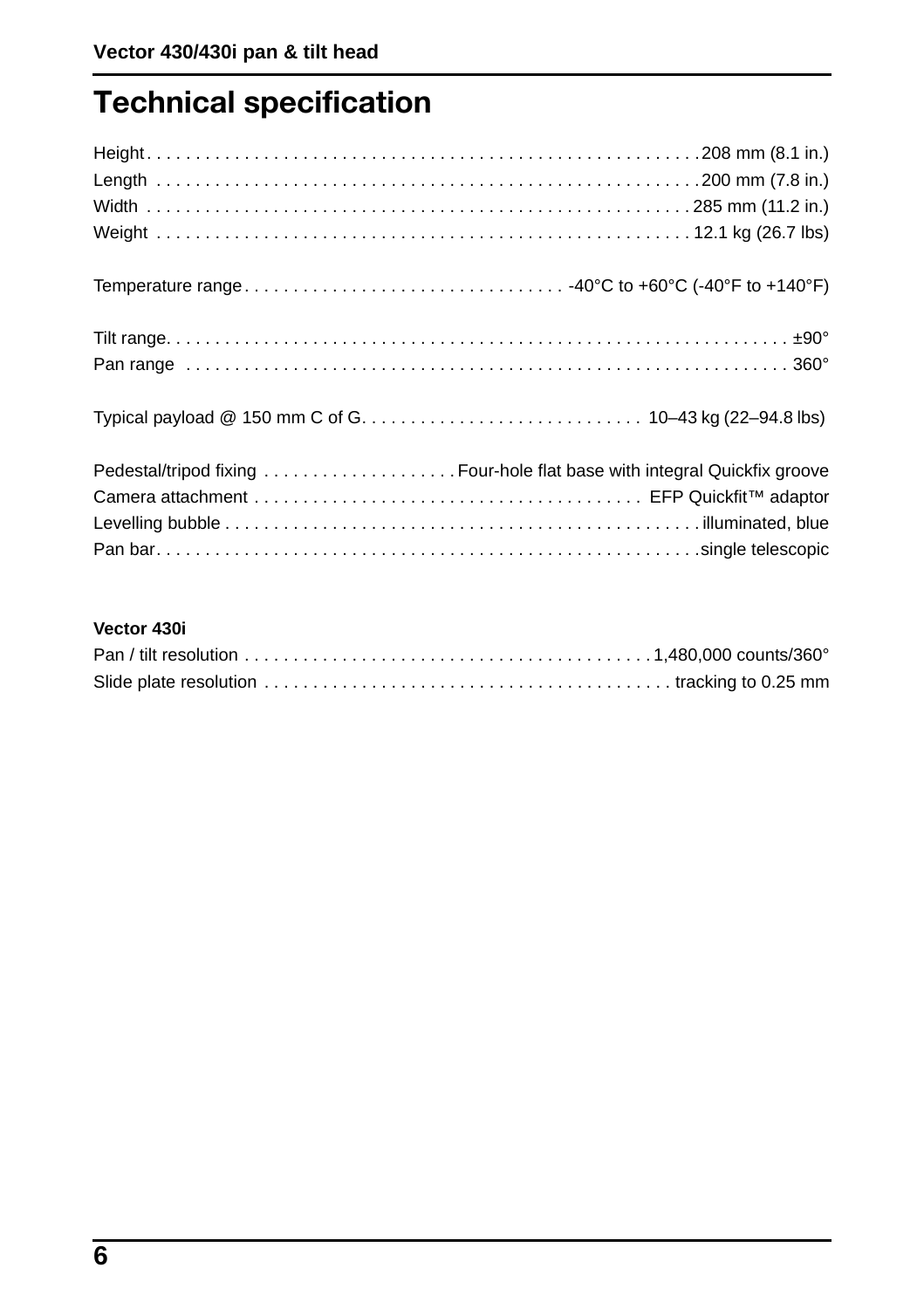# Technical specification

| | |
|---|---|
| Height | 208 mm (8.1 in.) |
| Length | 200 mm (7.8 in.) |
| Width | 285 mm (11.2 in.) |
| Weight | 12.1 kg (26.7 lbs) |
| | |
| Temperature range | -40°C to +60°C (-40°F to +140°F) |
| | |
| Tilt range | ±90° |
| Pan range | 360° |
| | |
| Typical payload @ 150 mm C of G | 10–43 kg (22–94.8 lbs) |
| | |
| Pedestal/tripod fixing | Four-hole flat base with integral Quickfix groove |
| Camera attachment | EFP Quickfit™ adaptor |
| Levelling bubble | illuminated, blue |
| Pan bar | single telescopic |

**Vector 430i**

| | |
|---|---|
| Pan / tilt resolution | 1,480,000 counts/360° |
| Slide plate resolution | tracking to 0.25 mm |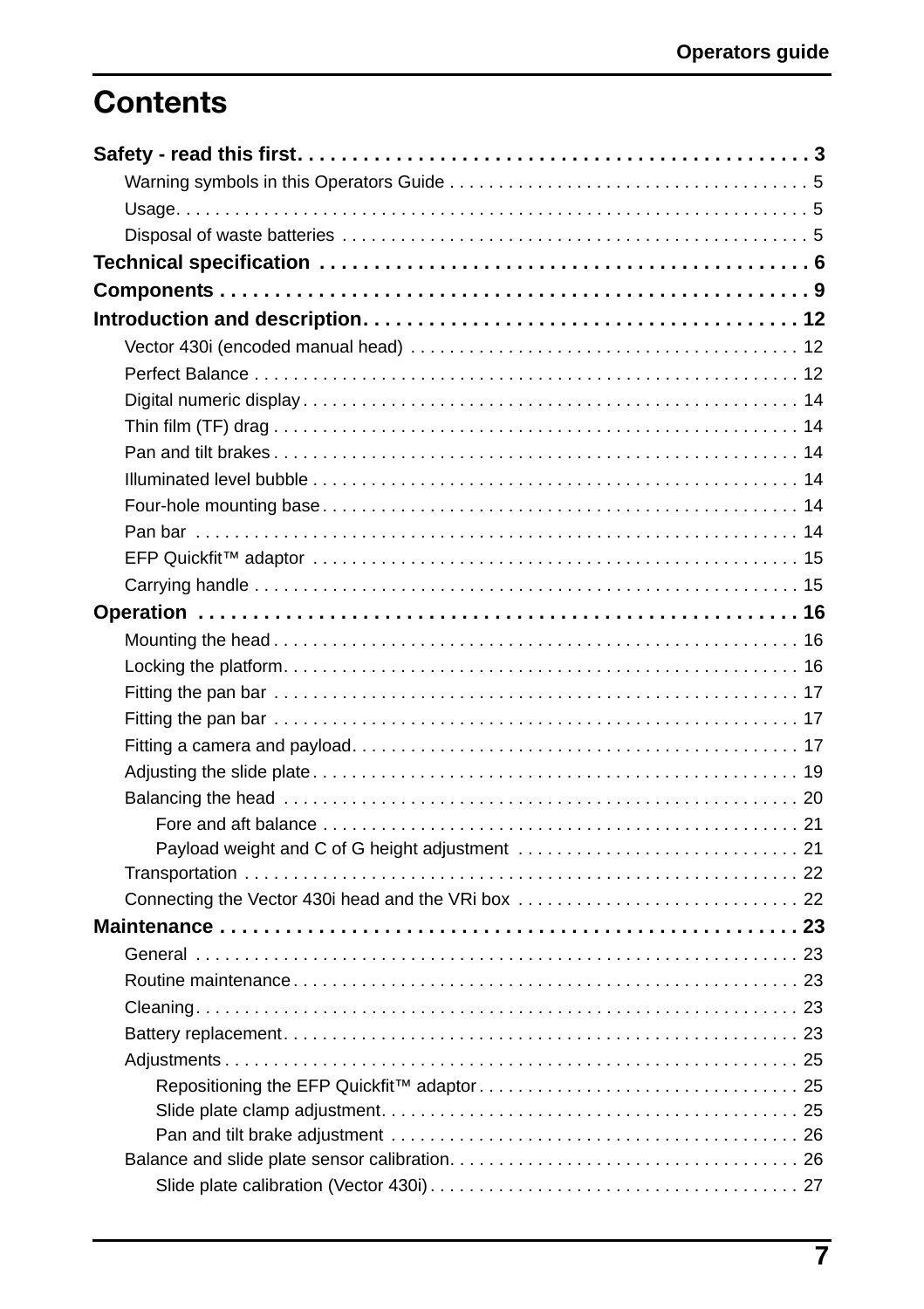# Contents

**Safety - read this first . . . . . . . . . . . . . . . . . . . . . . . . . . . . . . . . . . . . . . . . . . . . . . 3**

- Warning symbols in this Operators Guide . . . . . . . . . . . . . . . . . . . . . . . . . . . . . . . . . . . . 5
- Usage. . . . . . . . . . . . . . . . . . . . . . . . . . . . . . . . . . . . . . . . . . . . . . . . . . . . . . . . . . . . . . 5
- Disposal of waste batteries . . . . . . . . . . . . . . . . . . . . . . . . . . . . . . . . . . . . . . . . . . . . . . . 5

**Technical specification . . . . . . . . . . . . . . . . . . . . . . . . . . . . . . . . . . . . . . . . . . . . . 6**

**Components . . . . . . . . . . . . . . . . . . . . . . . . . . . . . . . . . . . . . . . . . . . . . . . . . . . . . . 9**

**Introduction and description. . . . . . . . . . . . . . . . . . . . . . . . . . . . . . . . . . . . . . . . 12**

- Vector 430i (encoded manual head) . . . . . . . . . . . . . . . . . . . . . . . . . . . . . . . . . . . . . . . 12
- Perfect Balance . . . . . . . . . . . . . . . . . . . . . . . . . . . . . . . . . . . . . . . . . . . . . . . . . . . . . . . 12
- Digital numeric display . . . . . . . . . . . . . . . . . . . . . . . . . . . . . . . . . . . . . . . . . . . . . . . . . . 14
- Thin film (TF) drag . . . . . . . . . . . . . . . . . . . . . . . . . . . . . . . . . . . . . . . . . . . . . . . . . . . . . 14
- Pan and tilt brakes . . . . . . . . . . . . . . . . . . . . . . . . . . . . . . . . . . . . . . . . . . . . . . . . . . . . . 14
- Illuminated level bubble . . . . . . . . . . . . . . . . . . . . . . . . . . . . . . . . . . . . . . . . . . . . . . . . . 14
- Four-hole mounting base . . . . . . . . . . . . . . . . . . . . . . . . . . . . . . . . . . . . . . . . . . . . . . . . 14
- Pan bar . . . . . . . . . . . . . . . . . . . . . . . . . . . . . . . . . . . . . . . . . . . . . . . . . . . . . . . . . . . . . 14
- EFP Quickfit™ adaptor . . . . . . . . . . . . . . . . . . . . . . . . . . . . . . . . . . . . . . . . . . . . . . . . . 15
- Carrying handle . . . . . . . . . . . . . . . . . . . . . . . . . . . . . . . . . . . . . . . . . . . . . . . . . . . . . . . 15

**Operation . . . . . . . . . . . . . . . . . . . . . . . . . . . . . . . . . . . . . . . . . . . . . . . . . . . . . . . . 16**

- Mounting the head . . . . . . . . . . . . . . . . . . . . . . . . . . . . . . . . . . . . . . . . . . . . . . . . . . . . . 16
- Locking the platform. . . . . . . . . . . . . . . . . . . . . . . . . . . . . . . . . . . . . . . . . . . . . . . . . . . . 16
- Fitting the pan bar . . . . . . . . . . . . . . . . . . . . . . . . . . . . . . . . . . . . . . . . . . . . . . . . . . . . . 17
- Fitting the pan bar . . . . . . . . . . . . . . . . . . . . . . . . . . . . . . . . . . . . . . . . . . . . . . . . . . . . . 17
- Fitting a camera and payload. . . . . . . . . . . . . . . . . . . . . . . . . . . . . . . . . . . . . . . . . . . . . 17
- Adjusting the slide plate . . . . . . . . . . . . . . . . . . . . . . . . . . . . . . . . . . . . . . . . . . . . . . . . . 19
- Balancing the head . . . . . . . . . . . . . . . . . . . . . . . . . . . . . . . . . . . . . . . . . . . . . . . . . . . . 20
  - Fore and aft balance . . . . . . . . . . . . . . . . . . . . . . . . . . . . . . . . . . . . . . . . . . . . . . . . 21
  - Payload weight and C of G height adjustment . . . . . . . . . . . . . . . . . . . . . . . . . . . . 21
- Transportation . . . . . . . . . . . . . . . . . . . . . . . . . . . . . . . . . . . . . . . . . . . . . . . . . . . . . . . . 22
- Connecting the Vector 430i head and the VRi box . . . . . . . . . . . . . . . . . . . . . . . . . . . . 22

**Maintenance . . . . . . . . . . . . . . . . . . . . . . . . . . . . . . . . . . . . . . . . . . . . . . . . . . . . . . 23**

- General . . . . . . . . . . . . . . . . . . . . . . . . . . . . . . . . . . . . . . . . . . . . . . . . . . . . . . . . . . . . . 23
- Routine maintenance . . . . . . . . . . . . . . . . . . . . . . . . . . . . . . . . . . . . . . . . . . . . . . . . . . . 23
- Cleaning. . . . . . . . . . . . . . . . . . . . . . . . . . . . . . . . . . . . . . . . . . . . . . . . . . . . . . . . . . . . . 23
- Battery replacement. . . . . . . . . . . . . . . . . . . . . . . . . . . . . . . . . . . . . . . . . . . . . . . . . . . . 23
- Adjustments . . . . . . . . . . . . . . . . . . . . . . . . . . . . . . . . . . . . . . . . . . . . . . . . . . . . . . . . . . 25
  - Repositioning the EFP Quickfit™ adaptor . . . . . . . . . . . . . . . . . . . . . . . . . . . . . . . . 25
  - Slide plate clamp adjustment. . . . . . . . . . . . . . . . . . . . . . . . . . . . . . . . . . . . . . . . . . 25
  - Pan and tilt brake adjustment . . . . . . . . . . . . . . . . . . . . . . . . . . . . . . . . . . . . . . . . . 26
- Balance and slide plate sensor calibration. . . . . . . . . . . . . . . . . . . . . . . . . . . . . . . . . . . 26
  - Slide plate calibration (Vector 430i) . . . . . . . . . . . . . . . . . . . . . . . . . . . . . . . . . . . . . 27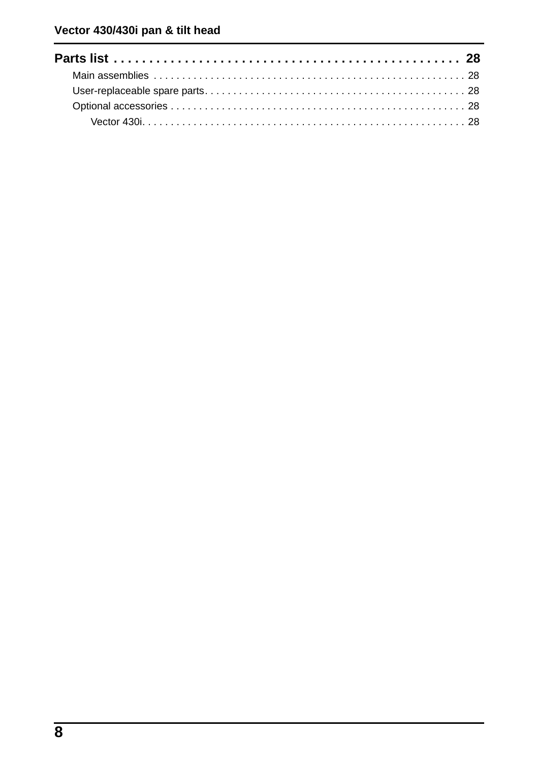**Parts list . . . . . . . . . . . . . . . . . . . . . . . . . . . . . . . . . . . . . . . . . . . . . . . 28**

Main assemblies . . . . . . . . . . . . . . . . . . . . . . . . . . . . . . . . . . . . . . . . . . . . . . . . . . . . . . 28

User-replaceable spare parts. . . . . . . . . . . . . . . . . . . . . . . . . . . . . . . . . . . . . . . . . . . . . 28

Optional accessories . . . . . . . . . . . . . . . . . . . . . . . . . . . . . . . . . . . . . . . . . . . . . . . . . . . 28

Vector 430i. . . . . . . . . . . . . . . . . . . . . . . . . . . . . . . . . . . . . . . . . . . . . . . . . . . . . . . . 28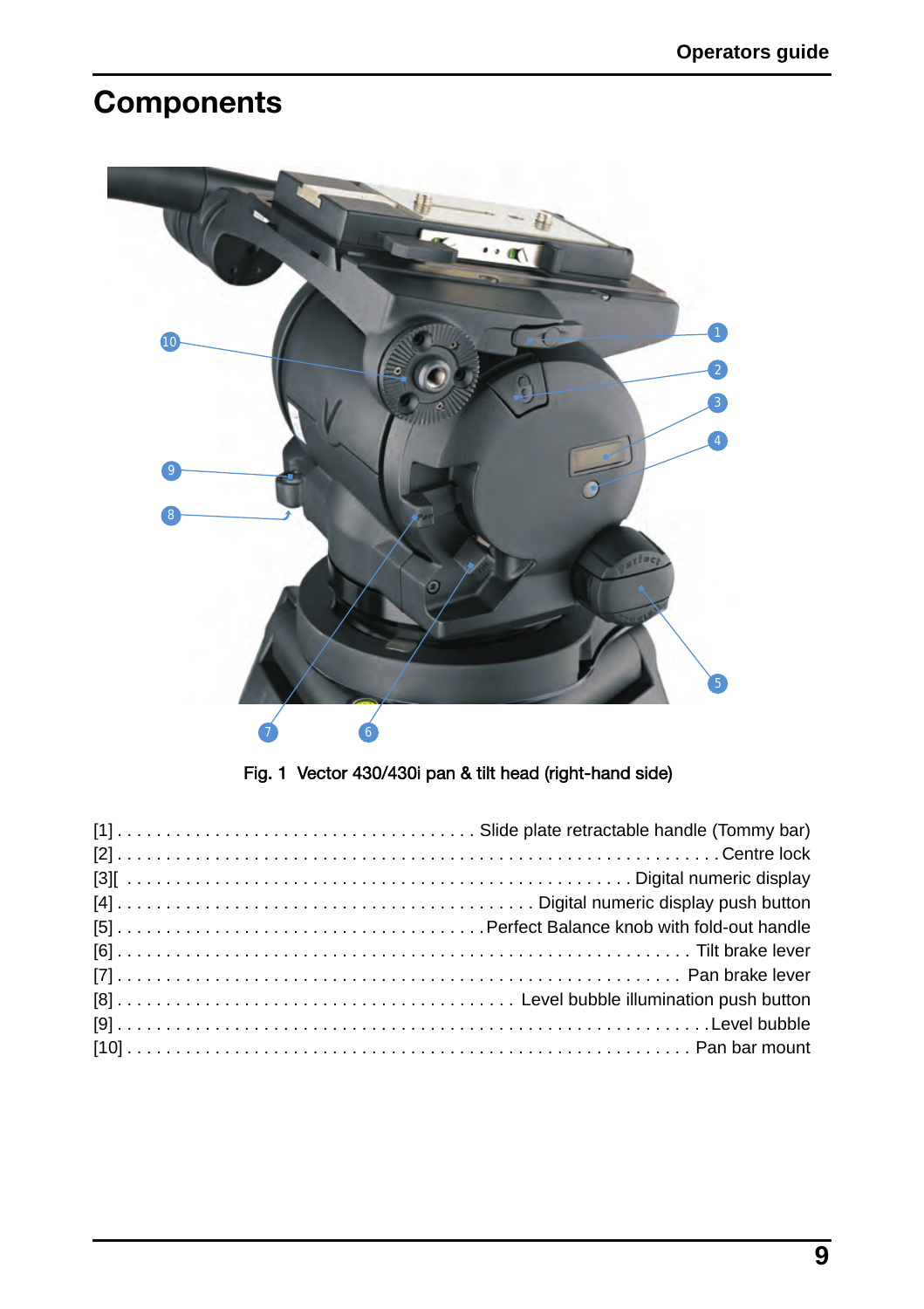# Components

Fig. 1 Vector 430/430i pan & tilt head (right-hand side)

[1] . . . . . . . . . . . . . . . . . . . . . . . . . . . . . . . . . . . . . Slide plate retractable handle (Tommy bar)
[2] . . . . . . . . . . . . . . . . . . . . . . . . . . . . . . . . . . . . . . . . . . . . . . . . . . . . . . . . . . . Centre lock
[3][ . . . . . . . . . . . . . . . . . . . . . . . . . . . . . . . . . . . . . . . . . . . . . . . . . . . . Digital numeric display
[4] . . . . . . . . . . . . . . . . . . . . . . . . . . . . . . . . . . . . . . . . . . . Digital numeric display push button
[5] . . . . . . . . . . . . . . . . . . . . . . . . . . . . . . . . . . . . . . Perfect Balance knob with fold-out handle
[6] . . . . . . . . . . . . . . . . . . . . . . . . . . . . . . . . . . . . . . . . . . . . . . . . . . . . . . . . . . Tilt brake lever
[7] . . . . . . . . . . . . . . . . . . . . . . . . . . . . . . . . . . . . . . . . . . . . . . . . . . . . . . . . . Pan brake lever
[8] . . . . . . . . . . . . . . . . . . . . . . . . . . . . . . . . . . . . . . . . . Level bubble illumination push button
[9] . . . . . . . . . . . . . . . . . . . . . . . . . . . . . . . . . . . . . . . . . . . . . . . . . . . . . . . . . . . Level bubble
[10] . . . . . . . . . . . . . . . . . . . . . . . . . . . . . . . . . . . . . . . . . . . . . . . . . . . . . . . . . Pan bar mount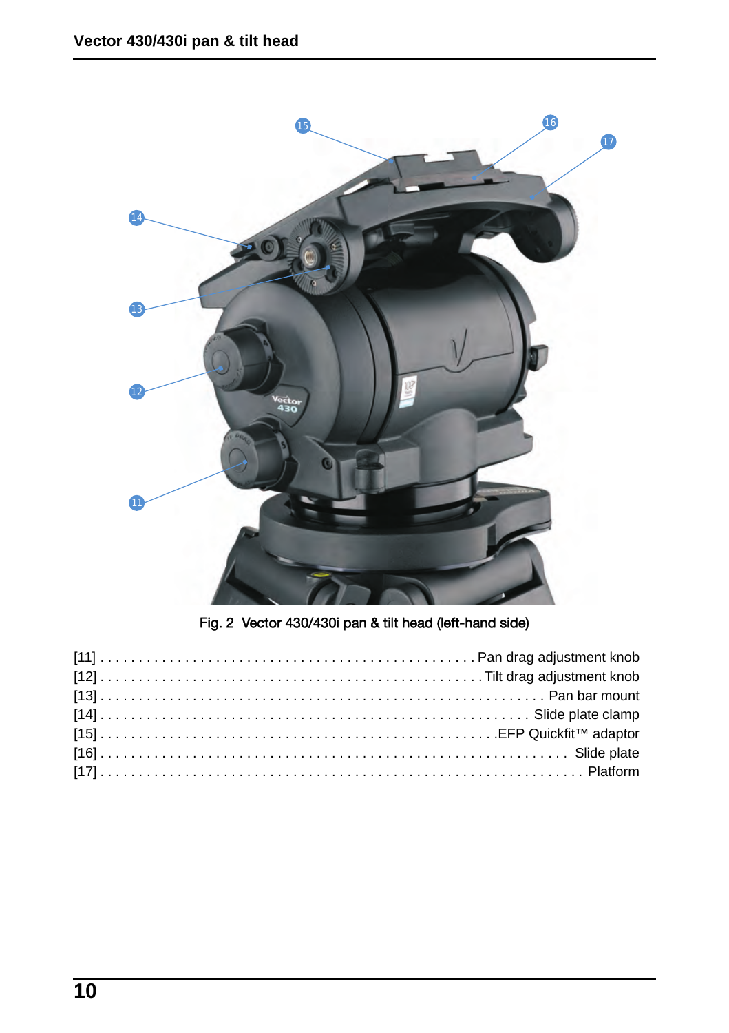Fig. 2  Vector 430/430i pan & tilt head (left-hand side)

[11] . . . . . . . . . . . . . . . . . . . . . . . . . . . . . . . . . . . . . . . . . . . . . . . . Pan drag adjustment knob
[12] . . . . . . . . . . . . . . . . . . . . . . . . . . . . . . . . . . . . . . . . . . . . . . . . . Tilt drag adjustment knob
[13] . . . . . . . . . . . . . . . . . . . . . . . . . . . . . . . . . . . . . . . . . . . . . . . . . . . . . . . . . Pan bar mount
[14] . . . . . . . . . . . . . . . . . . . . . . . . . . . . . . . . . . . . . . . . . . . . . . . . . . . . . . Slide plate clamp
[15] . . . . . . . . . . . . . . . . . . . . . . . . . . . . . . . . . . . . . . . . . . . . . . . . . . . .EFP Quickfit™ adaptor
[16] . . . . . . . . . . . . . . . . . . . . . . . . . . . . . . . . . . . . . . . . . . . . . . . . . . . . . . . . . . Slide plate
[17] . . . . . . . . . . . . . . . . . . . . . . . . . . . . . . . . . . . . . . . . . . . . . . . . . . . . . . . . . . . . Platform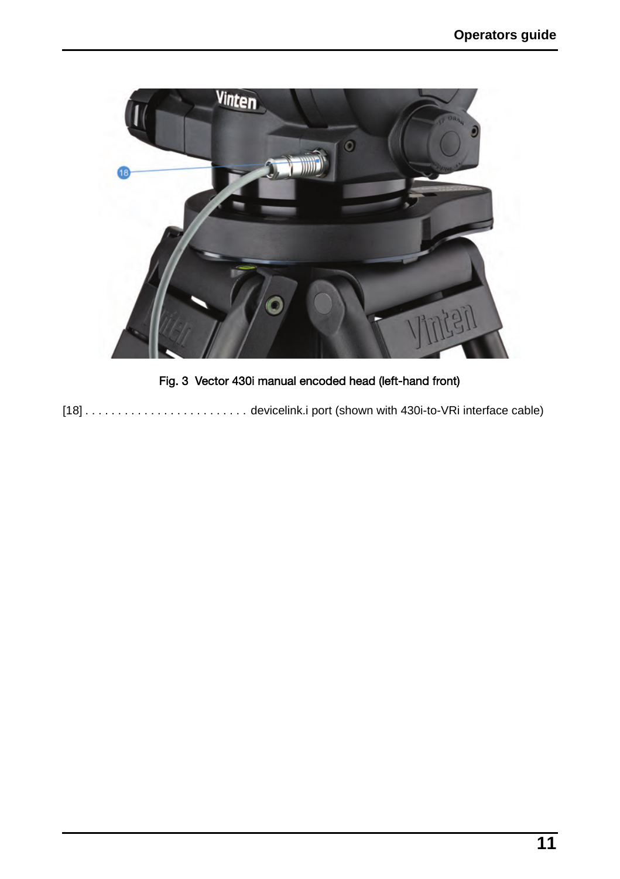Fig. 3 Vector 430i manual encoded head (left-hand front)

[18] . . . . . . . . . . . . . . . . . . . . . . . . . devicelink.i port (shown with 430i-to-VRi interface cable)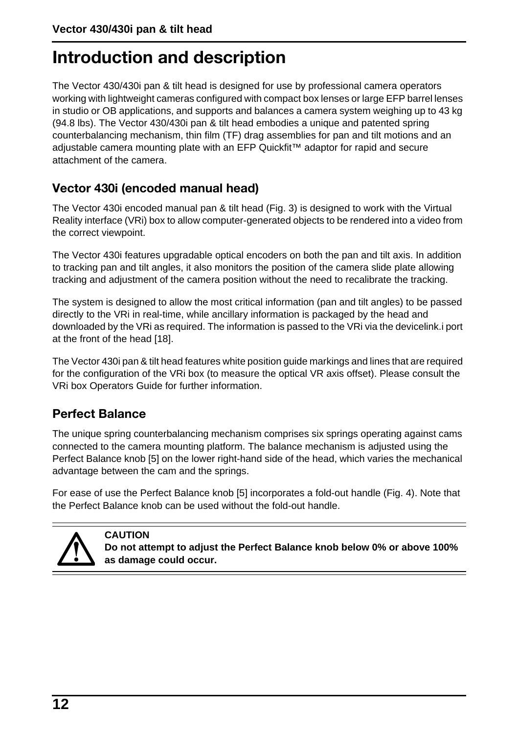# Introduction and description

The Vector 430/430i pan & tilt head is designed for use by professional camera operators working with lightweight cameras configured with compact box lenses or large EFP barrel lenses in studio or OB applications, and supports and balances a camera system weighing up to 43 kg (94.8 lbs). The Vector 430/430i pan & tilt head embodies a unique and patented spring counterbalancing mechanism, thin film (TF) drag assemblies for pan and tilt motions and an adjustable camera mounting plate with an EFP Quickfit™ adaptor for rapid and secure attachment of the camera.

## Vector 430i (encoded manual head)

The Vector 430i encoded manual pan & tilt head (Fig. 3) is designed to work with the Virtual Reality interface (VRi) box to allow computer-generated objects to be rendered into a video from the correct viewpoint.

The Vector 430i features upgradable optical encoders on both the pan and tilt axis. In addition to tracking pan and tilt angles, it also monitors the position of the camera slide plate allowing tracking and adjustment of the camera position without the need to recalibrate the tracking.

The system is designed to allow the most critical information (pan and tilt angles) to be passed directly to the VRi in real-time, while ancillary information is packaged by the head and downloaded by the VRi as required. The information is passed to the VRi via the devicelink.i port at the front of the head [18].

The Vector 430i pan & tilt head features white position guide markings and lines that are required for the configuration of the VRi box (to measure the optical VR axis offset). Please consult the VRi box Operators Guide for further information.

## Perfect Balance

The unique spring counterbalancing mechanism comprises six springs operating against cams connected to the camera mounting platform. The balance mechanism is adjusted using the Perfect Balance knob [5] on the lower right-hand side of the head, which varies the mechanical advantage between the cam and the springs.

For ease of use the Perfect Balance knob [5] incorporates a fold-out handle (Fig. 4). Note that the Perfect Balance knob can be used without the fold-out handle.

**CAUTION**
**Do not attempt to adjust the Perfect Balance knob below 0% or above 100% as damage could occur.**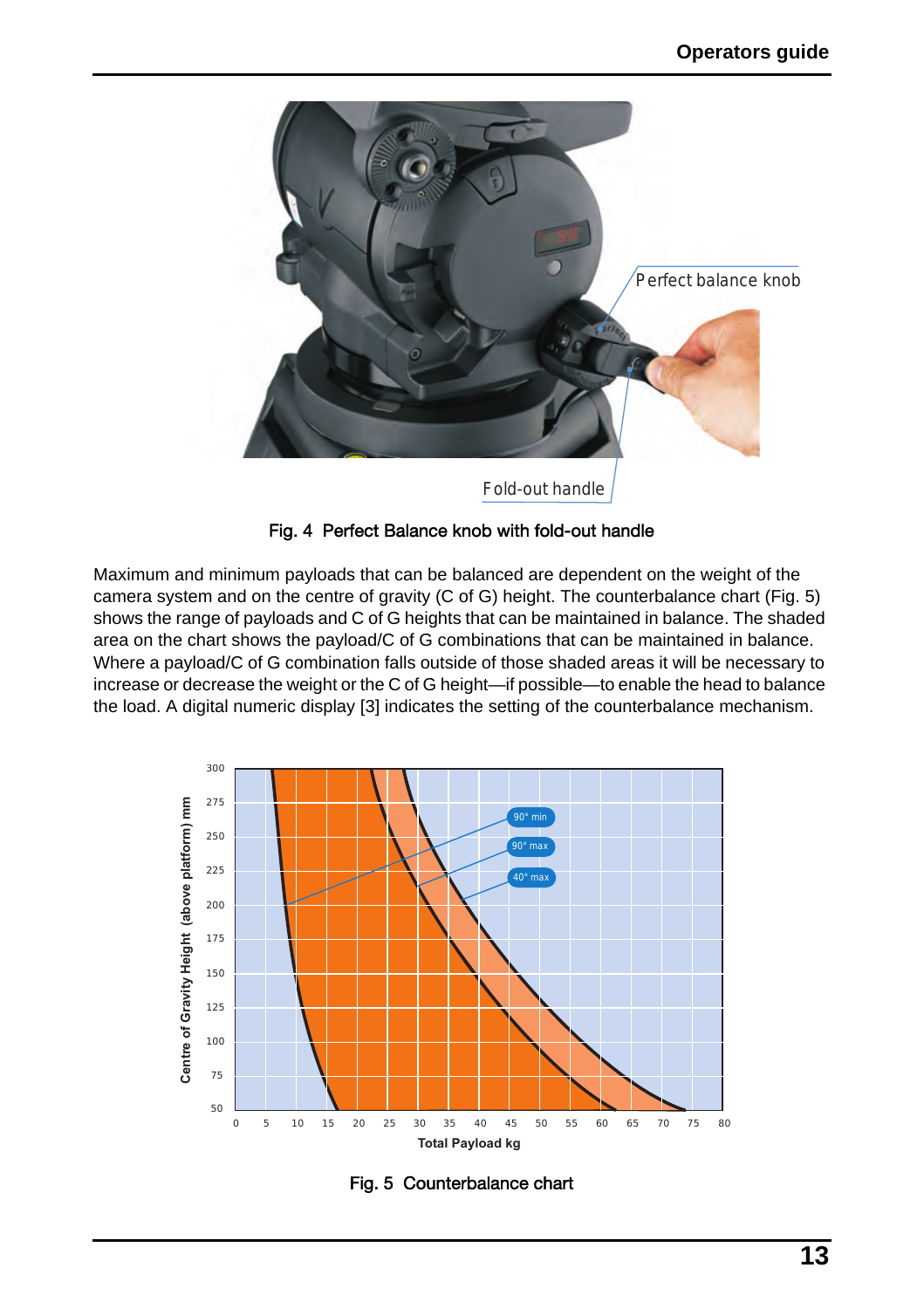Fig. 4  Perfect Balance knob with fold-out handle

Maximum and minimum payloads that can be balanced are dependent on the weight of the camera system and on the centre of gravity (C of G) height. The counterbalance chart (Fig. 5) shows the range of payloads and C of G heights that can be maintained in balance. The shaded area on the chart shows the payload/C of G combinations that can be maintained in balance. Where a payload/C of G combination falls outside of those shaded areas it will be necessary to increase or decrease the weight or the C of G height—if possible—to enable the head to balance the load. A digital numeric display [3] indicates the setting of the counterbalance mechanism.

Fig. 5  Counterbalance chart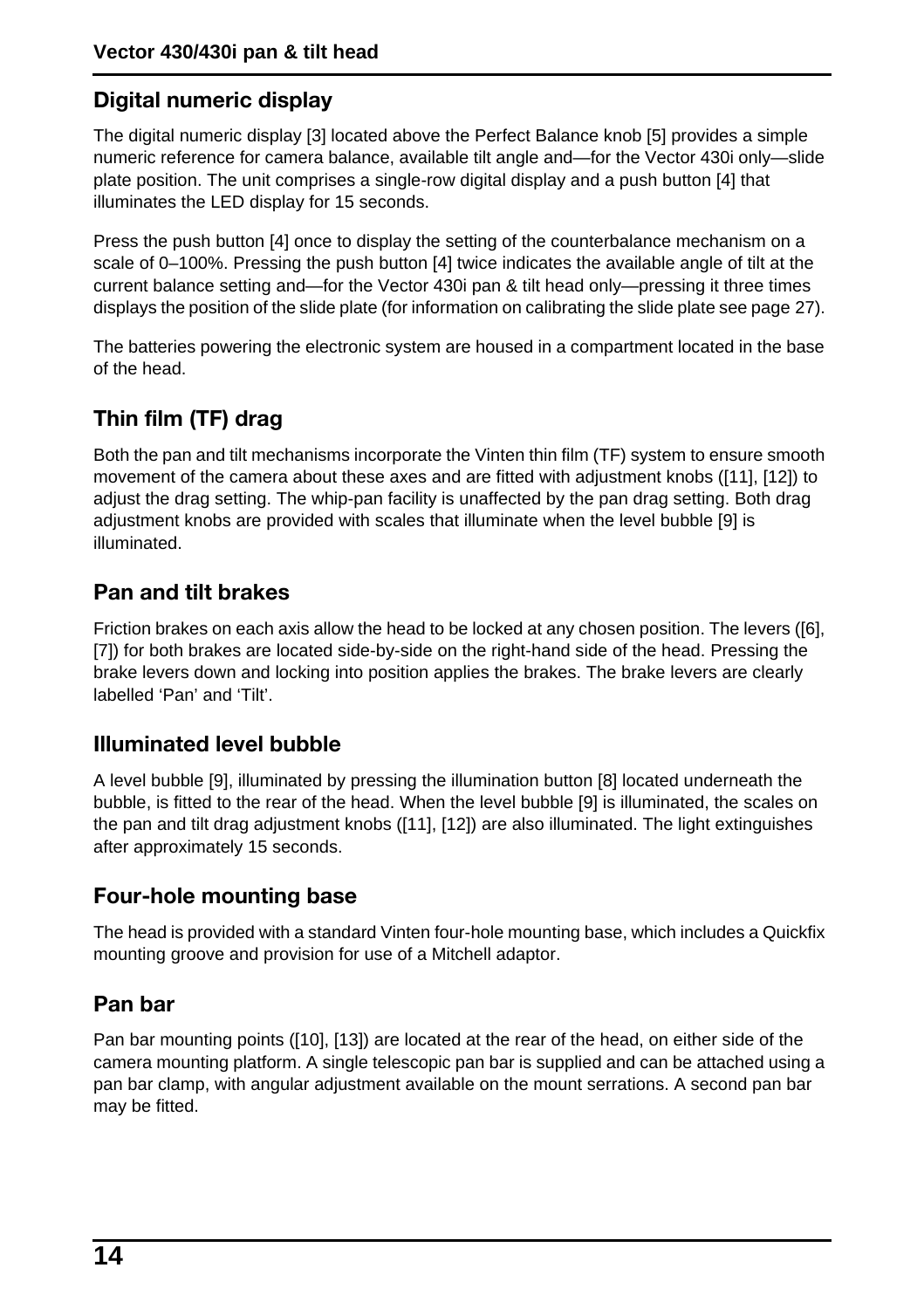## Digital numeric display

The digital numeric display [3] located above the Perfect Balance knob [5] provides a simple numeric reference for camera balance, available tilt angle and—for the Vector 430i only—slide plate position. The unit comprises a single-row digital display and a push button [4] that illuminates the LED display for 15 seconds.

Press the push button [4] once to display the setting of the counterbalance mechanism on a scale of 0–100%. Pressing the push button [4] twice indicates the available angle of tilt at the current balance setting and—for the Vector 430i pan & tilt head only—pressing it three times displays the position of the slide plate (for information on calibrating the slide plate see page 27).

The batteries powering the electronic system are housed in a compartment located in the base of the head.

## Thin film (TF) drag

Both the pan and tilt mechanisms incorporate the Vinten thin film (TF) system to ensure smooth movement of the camera about these axes and are fitted with adjustment knobs ([11], [12]) to adjust the drag setting. The whip-pan facility is unaffected by the pan drag setting. Both drag adjustment knobs are provided with scales that illuminate when the level bubble [9] is illuminated.

## Pan and tilt brakes

Friction brakes on each axis allow the head to be locked at any chosen position. The levers ([6], [7]) for both brakes are located side-by-side on the right-hand side of the head. Pressing the brake levers down and locking into position applies the brakes. The brake levers are clearly labelled 'Pan' and 'Tilt'.

## Illuminated level bubble

A level bubble [9], illuminated by pressing the illumination button [8] located underneath the bubble, is fitted to the rear of the head. When the level bubble [9] is illuminated, the scales on the pan and tilt drag adjustment knobs ([11], [12]) are also illuminated. The light extinguishes after approximately 15 seconds.

## Four-hole mounting base

The head is provided with a standard Vinten four-hole mounting base, which includes a Quickfix mounting groove and provision for use of a Mitchell adaptor.

## Pan bar

Pan bar mounting points ([10], [13]) are located at the rear of the head, on either side of the camera mounting platform. A single telescopic pan bar is supplied and can be attached using a pan bar clamp, with angular adjustment available on the mount serrations. A second pan bar may be fitted.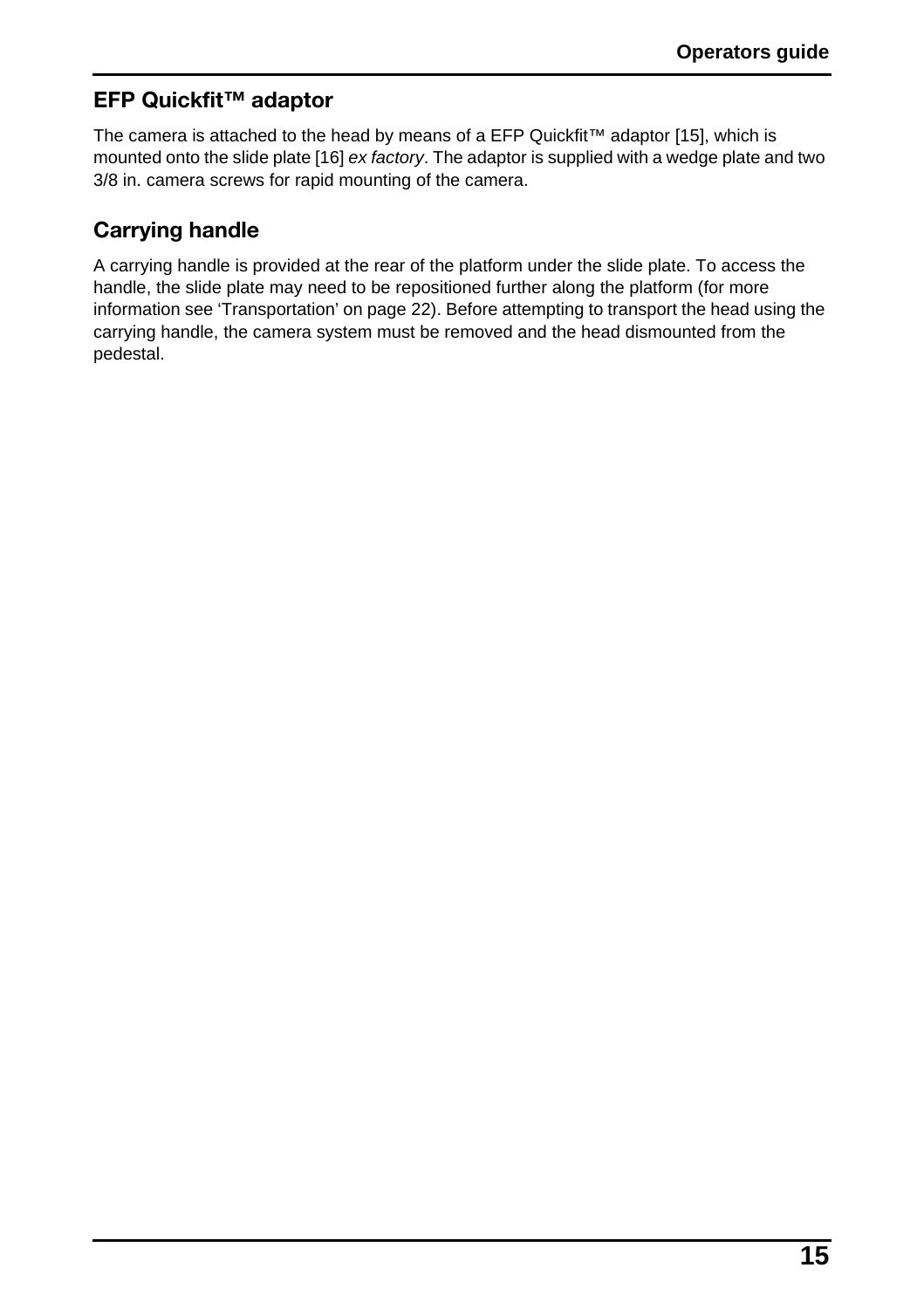## EFP Quickfit™ adaptor

The camera is attached to the head by means of a EFP Quickfit™ adaptor [15], which is mounted onto the slide plate [16] *ex factory*. The adaptor is supplied with a wedge plate and two 3/8 in. camera screws for rapid mounting of the camera.

## Carrying handle

A carrying handle is provided at the rear of the platform under the slide plate. To access the handle, the slide plate may need to be repositioned further along the platform (for more information see ‘Transportation’ on page 22). Before attempting to transport the head using the carrying handle, the camera system must be removed and the head dismounted from the pedestal.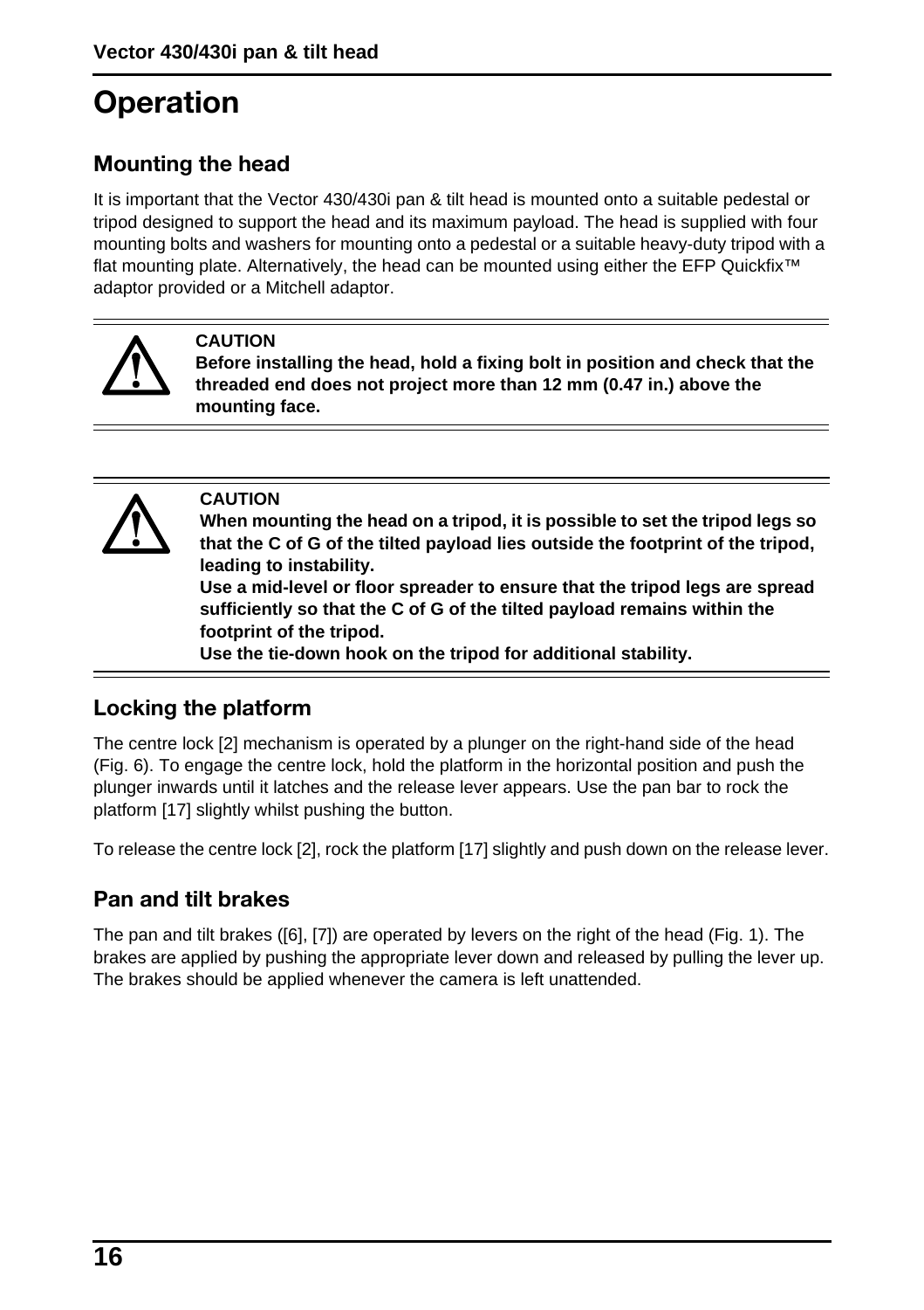# Operation

## Mounting the head

It is important that the Vector 430/430i pan & tilt head is mounted onto a suitable pedestal or tripod designed to support the head and its maximum payload. The head is supplied with four mounting bolts and washers for mounting onto a pedestal or a suitable heavy-duty tripod with a flat mounting plate. Alternatively, the head can be mounted using either the EFP Quickfix™ adaptor provided or a Mitchell adaptor.

**CAUTION**
**Before installing the head, hold a fixing bolt in position and check that the threaded end does not project more than 12 mm (0.47 in.) above the mounting face.**

**CAUTION**
**When mounting the head on a tripod, it is possible to set the tripod legs so that the C of G of the tilted payload lies outside the footprint of the tripod, leading to instability.**
**Use a mid-level or floor spreader to ensure that the tripod legs are spread sufficiently so that the C of G of the tilted payload remains within the footprint of the tripod.**
**Use the tie-down hook on the tripod for additional stability.**

## Locking the platform

The centre lock [2] mechanism is operated by a plunger on the right-hand side of the head (Fig. 6). To engage the centre lock, hold the platform in the horizontal position and push the plunger inwards until it latches and the release lever appears. Use the pan bar to rock the platform [17] slightly whilst pushing the button.

To release the centre lock [2], rock the platform [17] slightly and push down on the release lever.

## Pan and tilt brakes

The pan and tilt brakes ([6], [7]) are operated by levers on the right of the head (Fig. 1). The brakes are applied by pushing the appropriate lever down and released by pulling the lever up. The brakes should be applied whenever the camera is left unattended.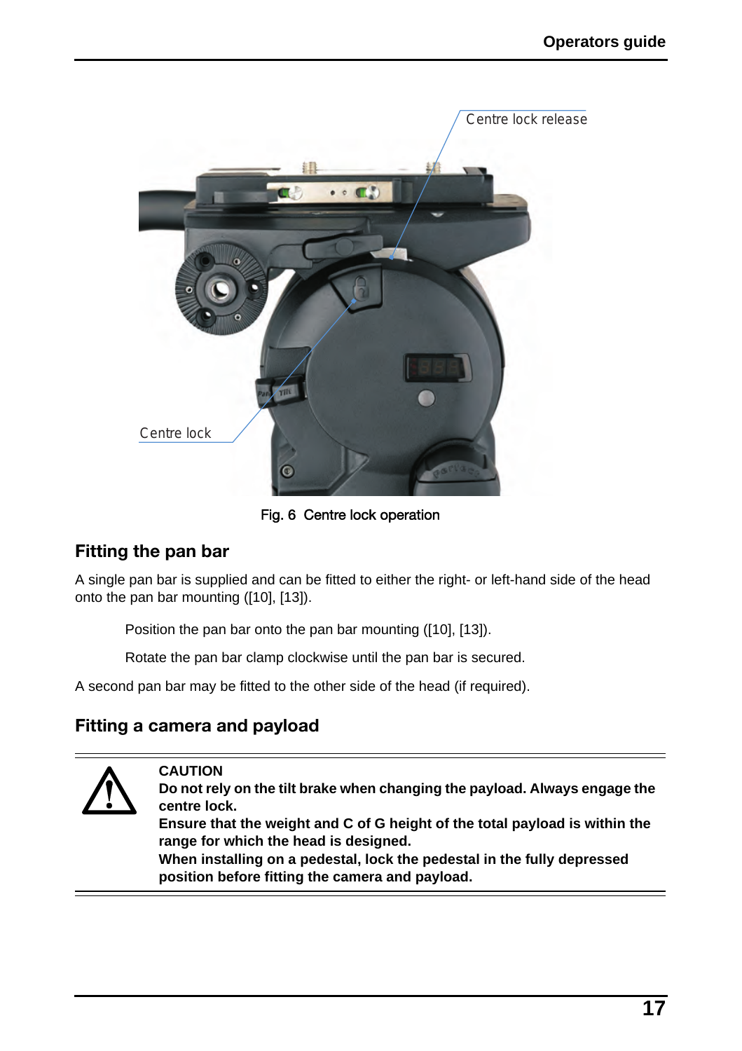Centre lock release

Centre lock

Fig. 6 Centre lock operation

## Fitting the pan bar

A single pan bar is supplied and can be fitted to either the right- or left-hand side of the head onto the pan bar mounting ([10], [13]).

Position the pan bar onto the pan bar mounting ([10], [13]).

Rotate the pan bar clamp clockwise until the pan bar is secured.

A second pan bar may be fitted to the other side of the head (if required).

## Fitting a camera and payload

**CAUTION**
**Do not rely on the tilt brake when changing the payload. Always engage the centre lock.**
**Ensure that the weight and C of G height of the total payload is within the range for which the head is designed.**
**When installing on a pedestal, lock the pedestal in the fully depressed position before fitting the camera and payload.**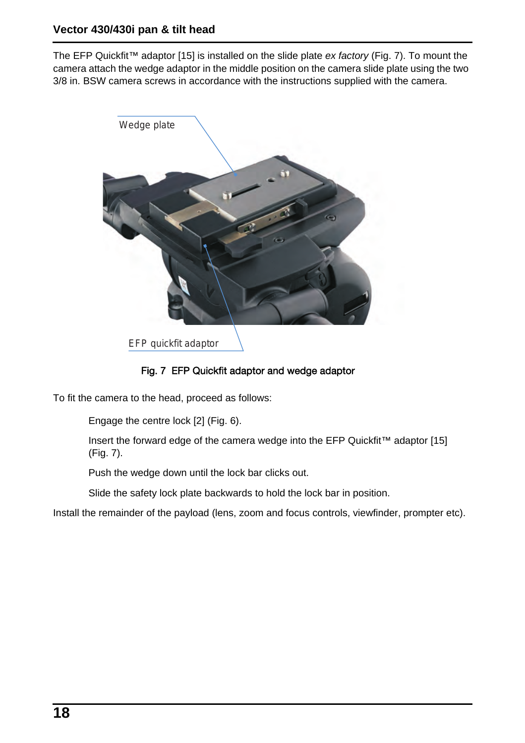The EFP Quickfit™ adaptor [15] is installed on the slide plate *ex factory* (Fig. 7). To mount the camera attach the wedge adaptor in the middle position on the camera slide plate using the two 3/8 in. BSW camera screws in accordance with the instructions supplied with the camera.

Wedge plate

EFP quickfit adaptor

Fig. 7 EFP Quickfit adaptor and wedge adaptor

To fit the camera to the head, proceed as follows:

Engage the centre lock [2] (Fig. 6).

Insert the forward edge of the camera wedge into the EFP Quickfit™ adaptor [15] (Fig. 7).

Push the wedge down until the lock bar clicks out.

Slide the safety lock plate backwards to hold the lock bar in position.

Install the remainder of the payload (lens, zoom and focus controls, viewfinder, prompter etc).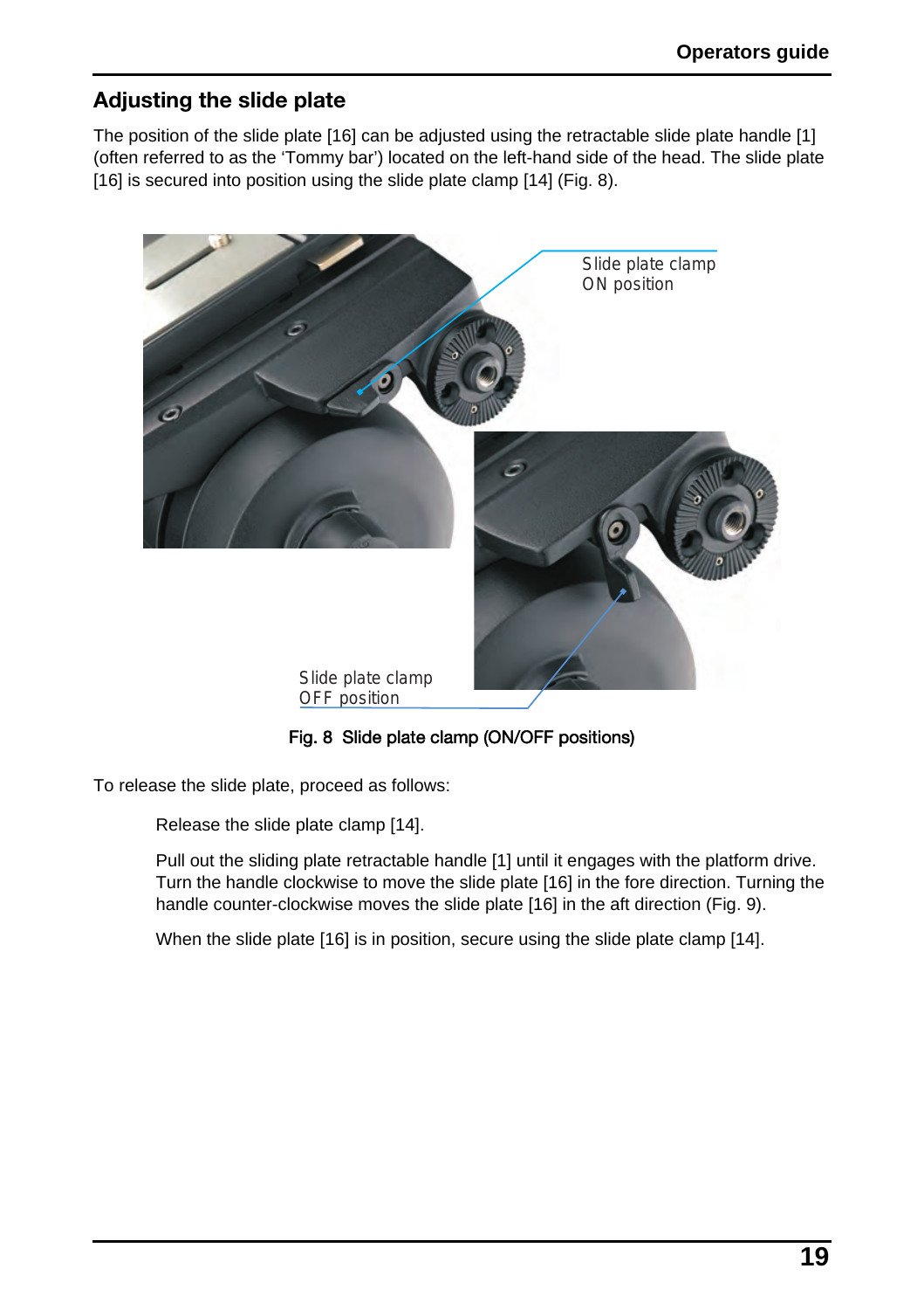## Adjusting the slide plate

The position of the slide plate [16] can be adjusted using the retractable slide plate handle [1] (often referred to as the ‘Tommy bar’) located on the left-hand side of the head. The slide plate [16] is secured into position using the slide plate clamp [14] (Fig. 8).

Slide plate clamp ON position

Slide plate clamp OFF position

Fig. 8 Slide plate clamp (ON/OFF positions)

To release the slide plate, proceed as follows:

Release the slide plate clamp [14].

Pull out the sliding plate retractable handle [1] until it engages with the platform drive. Turn the handle clockwise to move the slide plate [16] in the fore direction. Turning the handle counter-clockwise moves the slide plate [16] in the aft direction (Fig. 9).

When the slide plate [16] is in position, secure using the slide plate clamp [14].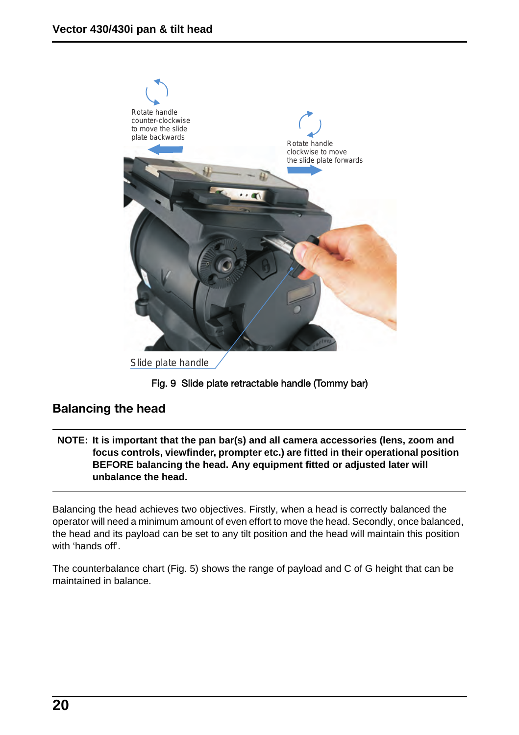Rotate handle counter-clockwise to move the slide plate backwards

Rotate handle clockwise to move the slide plate forwards

Slide plate handle

Fig. 9 Slide plate retractable handle (Tommy bar)

## Balancing the head

**NOTE: It is important that the pan bar(s) and all camera accessories (lens, zoom and focus controls, viewfinder, prompter etc.) are fitted in their operational position BEFORE balancing the head. Any equipment fitted or adjusted later will unbalance the head.**

Balancing the head achieves two objectives. Firstly, when a head is correctly balanced the operator will need a minimum amount of even effort to move the head. Secondly, once balanced, the head and its payload can be set to any tilt position and the head will maintain this position with 'hands off'.

The counterbalance chart (Fig. 5) shows the range of payload and C of G height that can be maintained in balance.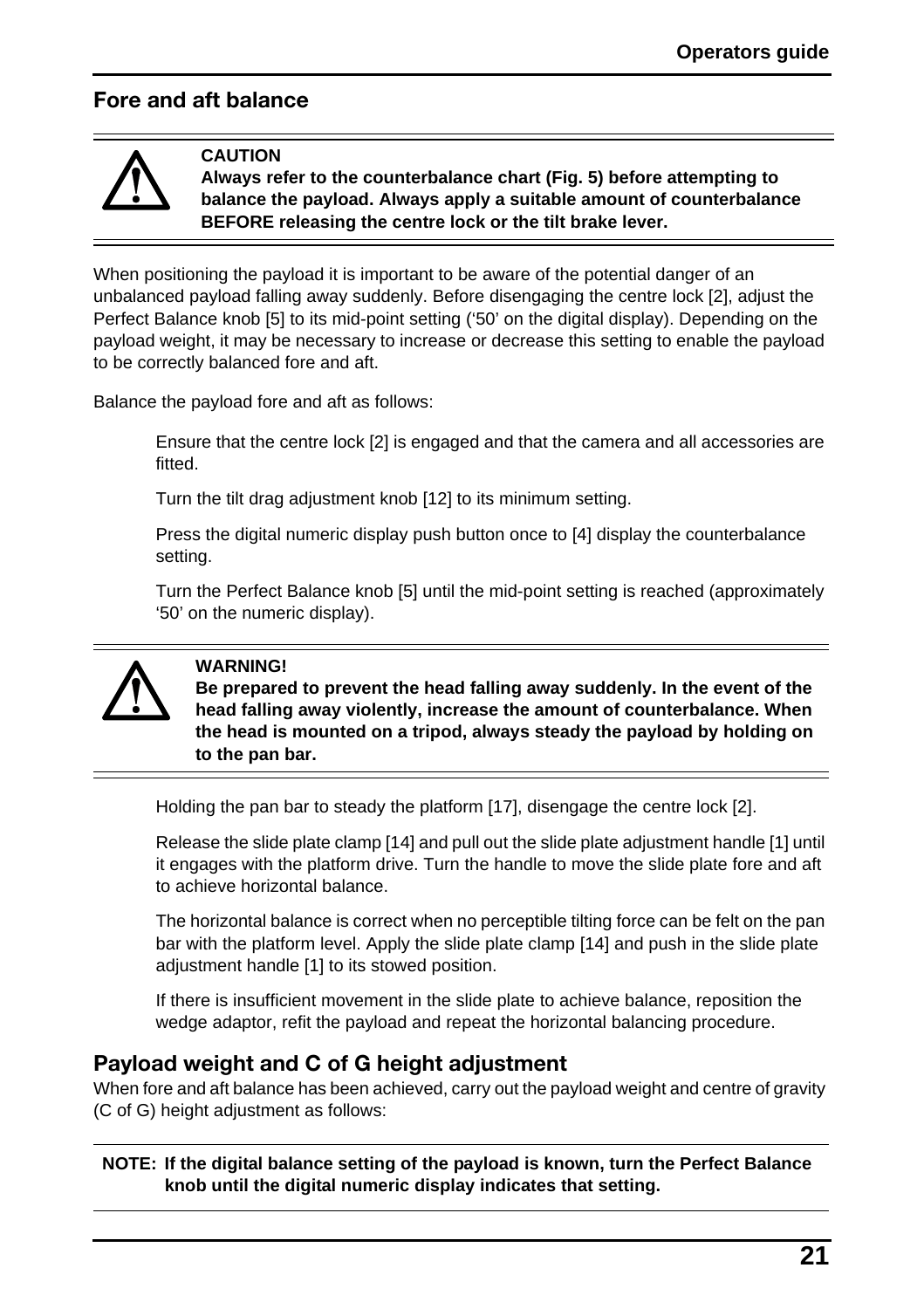## Fore and aft balance

> **CAUTION**
> **Always refer to the counterbalance chart (Fig. 5) before attempting to balance the payload. Always apply a suitable amount of counterbalance BEFORE releasing the centre lock or the tilt brake lever.**

When positioning the payload it is important to be aware of the potential danger of an unbalanced payload falling away suddenly. Before disengaging the centre lock [2], adjust the Perfect Balance knob [5] to its mid-point setting ('50' on the digital display). Depending on the payload weight, it may be necessary to increase or decrease this setting to enable the payload to be correctly balanced fore and aft.

Balance the payload fore and aft as follows:

Ensure that the centre lock [2] is engaged and that the camera and all accessories are fitted.

Turn the tilt drag adjustment knob [12] to its minimum setting.

Press the digital numeric display push button once to [4] display the counterbalance setting.

Turn the Perfect Balance knob [5] until the mid-point setting is reached (approximately '50' on the numeric display).

> **WARNING!**
> **Be prepared to prevent the head falling away suddenly. In the event of the head falling away violently, increase the amount of counterbalance. When the head is mounted on a tripod, always steady the payload by holding on to the pan bar.**

Holding the pan bar to steady the platform [17], disengage the centre lock [2].

Release the slide plate clamp [14] and pull out the slide plate adjustment handle [1] until it engages with the platform drive. Turn the handle to move the slide plate fore and aft to achieve horizontal balance.

The horizontal balance is correct when no perceptible tilting force can be felt on the pan bar with the platform level. Apply the slide plate clamp [14] and push in the slide plate adjustment handle [1] to its stowed position.

If there is insufficient movement in the slide plate to achieve balance, reposition the wedge adaptor, refit the payload and repeat the horizontal balancing procedure.

## Payload weight and C of G height adjustment

When fore and aft balance has been achieved, carry out the payload weight and centre of gravity (C of G) height adjustment as follows:

**NOTE: If the digital balance setting of the payload is known, turn the Perfect Balance knob until the digital numeric display indicates that setting.**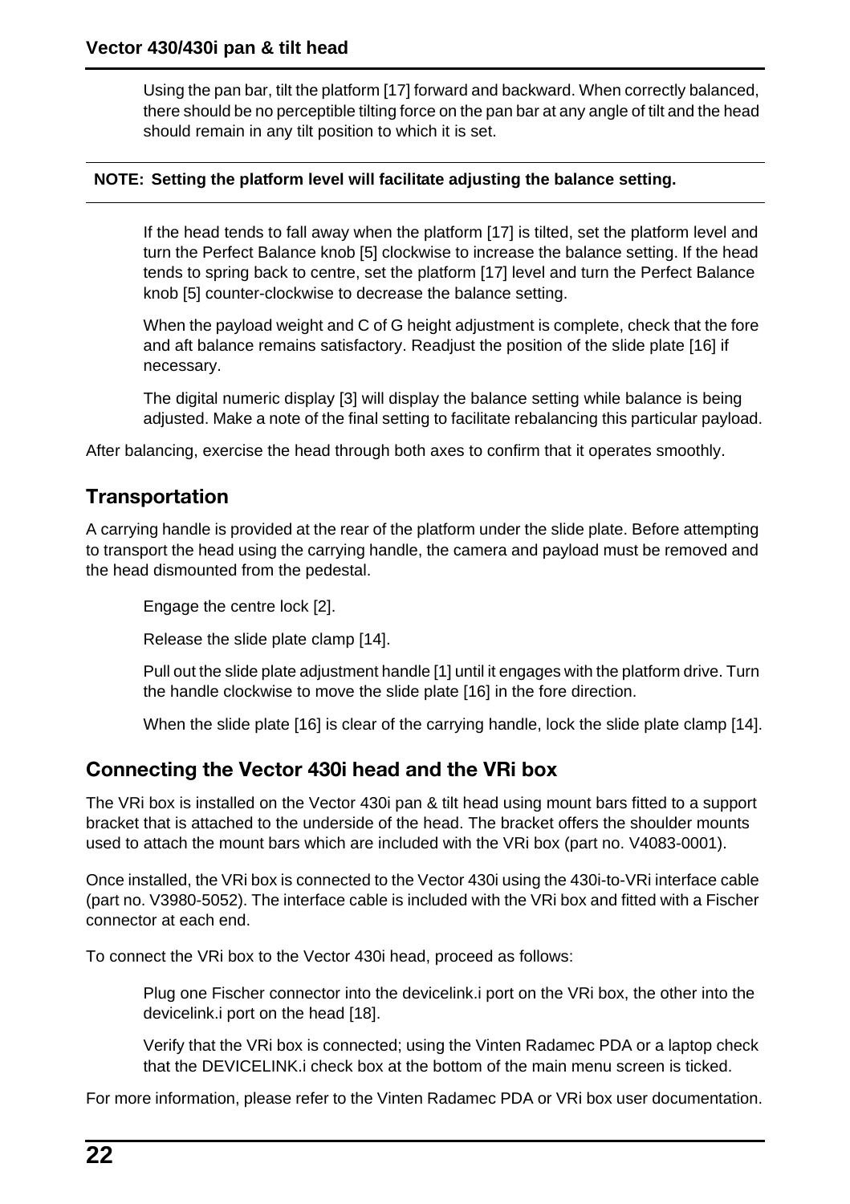Using the pan bar, tilt the platform [17] forward and backward. When correctly balanced, there should be no perceptible tilting force on the pan bar at any angle of tilt and the head should remain in any tilt position to which it is set.

**NOTE: Setting the platform level will facilitate adjusting the balance setting.**

If the head tends to fall away when the platform [17] is tilted, set the platform level and turn the Perfect Balance knob [5] clockwise to increase the balance setting. If the head tends to spring back to centre, set the platform [17] level and turn the Perfect Balance knob [5] counter-clockwise to decrease the balance setting.

When the payload weight and C of G height adjustment is complete, check that the fore and aft balance remains satisfactory. Readjust the position of the slide plate [16] if necessary.

The digital numeric display [3] will display the balance setting while balance is being adjusted. Make a note of the final setting to facilitate rebalancing this particular payload.

After balancing, exercise the head through both axes to confirm that it operates smoothly.

## Transportation

A carrying handle is provided at the rear of the platform under the slide plate. Before attempting to transport the head using the carrying handle, the camera and payload must be removed and the head dismounted from the pedestal.

Engage the centre lock [2].

Release the slide plate clamp [14].

Pull out the slide plate adjustment handle [1] until it engages with the platform drive. Turn the handle clockwise to move the slide plate [16] in the fore direction.

When the slide plate [16] is clear of the carrying handle, lock the slide plate clamp [14].

## Connecting the Vector 430i head and the VRi box

The VRi box is installed on the Vector 430i pan & tilt head using mount bars fitted to a support bracket that is attached to the underside of the head. The bracket offers the shoulder mounts used to attach the mount bars which are included with the VRi box (part no. V4083-0001).

Once installed, the VRi box is connected to the Vector 430i using the 430i-to-VRi interface cable (part no. V3980-5052). The interface cable is included with the VRi box and fitted with a Fischer connector at each end.

To connect the VRi box to the Vector 430i head, proceed as follows:

Plug one Fischer connector into the devicelink.i port on the VRi box, the other into the devicelink.i port on the head [18].

Verify that the VRi box is connected; using the Vinten Radamec PDA or a laptop check that the DEVICELINK.i check box at the bottom of the main menu screen is ticked.

For more information, please refer to the Vinten Radamec PDA or VRi box user documentation.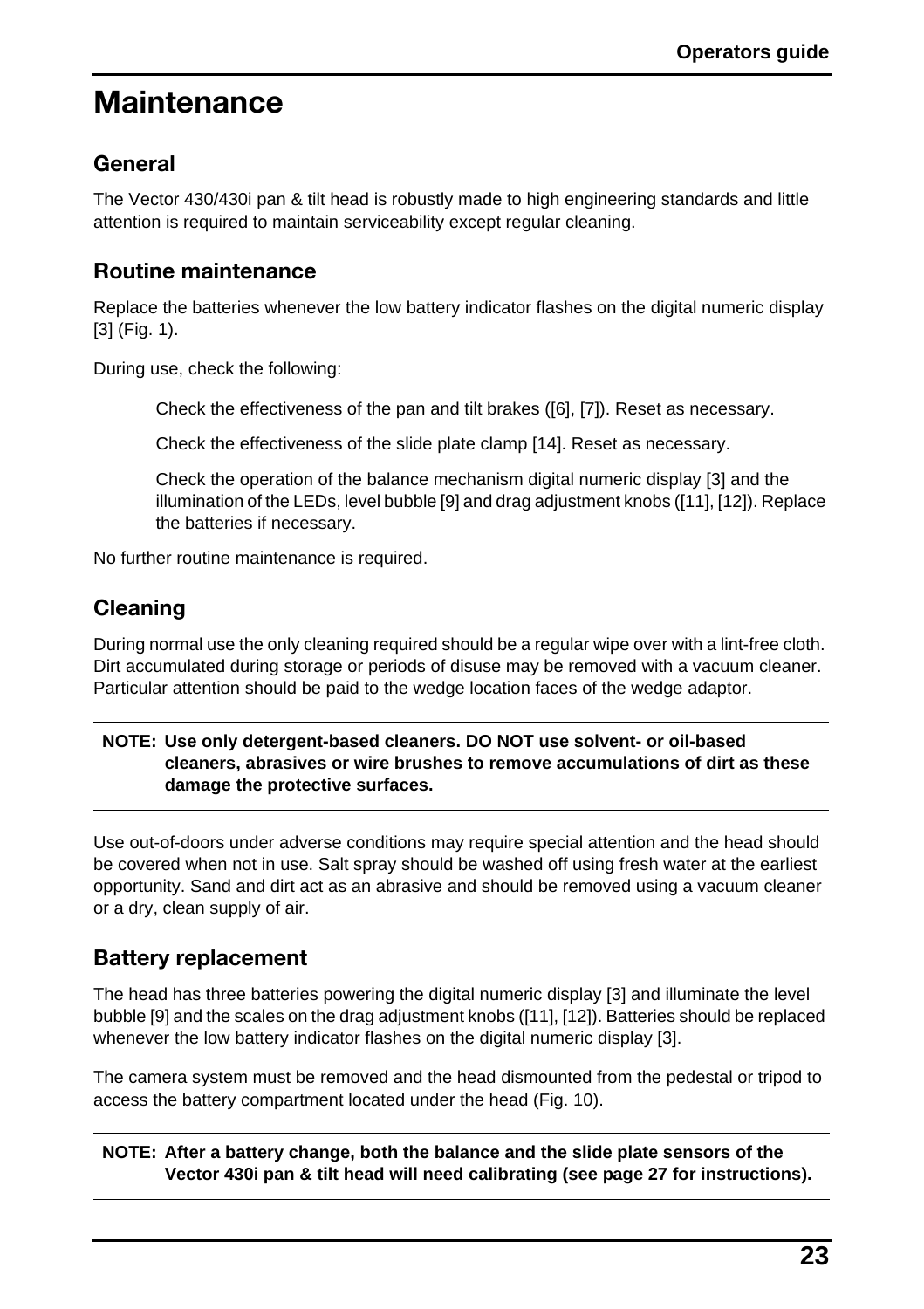# Maintenance

## General

The Vector 430/430i pan & tilt head is robustly made to high engineering standards and little attention is required to maintain serviceability except regular cleaning.

## Routine maintenance

Replace the batteries whenever the low battery indicator flashes on the digital numeric display [3] (Fig. 1).

During use, check the following:

Check the effectiveness of the pan and tilt brakes ([6], [7]). Reset as necessary.

Check the effectiveness of the slide plate clamp [14]. Reset as necessary.

Check the operation of the balance mechanism digital numeric display [3] and the illumination of the LEDs, level bubble [9] and drag adjustment knobs ([11], [12]). Replace the batteries if necessary.

No further routine maintenance is required.

## Cleaning

During normal use the only cleaning required should be a regular wipe over with a lint-free cloth. Dirt accumulated during storage or periods of disuse may be removed with a vacuum cleaner. Particular attention should be paid to the wedge location faces of the wedge adaptor.

---

**NOTE: Use only detergent-based cleaners. DO NOT use solvent- or oil-based cleaners, abrasives or wire brushes to remove accumulations of dirt as these damage the protective surfaces.**

---

Use out-of-doors under adverse conditions may require special attention and the head should be covered when not in use. Salt spray should be washed off using fresh water at the earliest opportunity. Sand and dirt act as an abrasive and should be removed using a vacuum cleaner or a dry, clean supply of air.

## Battery replacement

The head has three batteries powering the digital numeric display [3] and illuminate the level bubble [9] and the scales on the drag adjustment knobs ([11], [12]). Batteries should be replaced whenever the low battery indicator flashes on the digital numeric display [3].

The camera system must be removed and the head dismounted from the pedestal or tripod to access the battery compartment located under the head (Fig. 10).

---

**NOTE: After a battery change, both the balance and the slide plate sensors of the Vector 430i pan & tilt head will need calibrating (see page 27 for instructions).**

---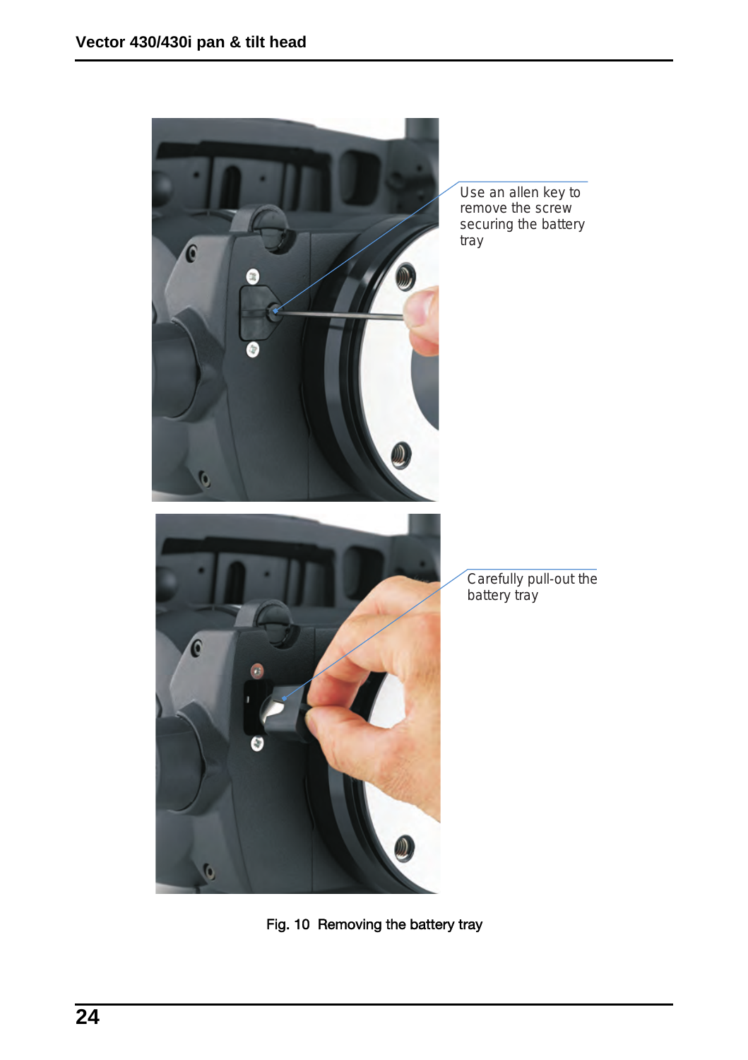Use an allen key to remove the screw securing the battery tray

Carefully pull-out the battery tray

Fig. 10  Removing the battery tray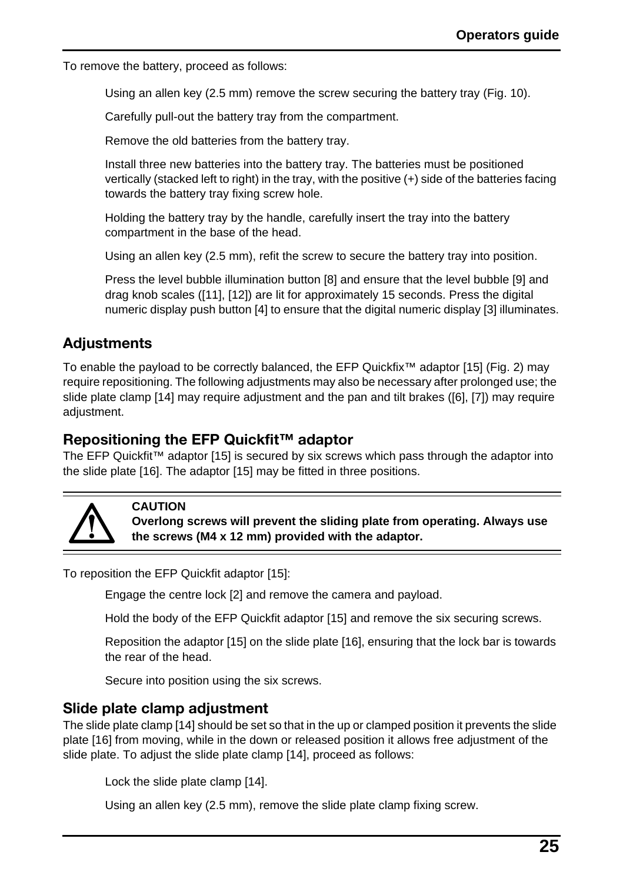To remove the battery, proceed as follows:

Using an allen key (2.5 mm) remove the screw securing the battery tray (Fig. 10).

Carefully pull-out the battery tray from the compartment.

Remove the old batteries from the battery tray.

Install three new batteries into the battery tray. The batteries must be positioned vertically (stacked left to right) in the tray, with the positive (+) side of the batteries facing towards the battery tray fixing screw hole.

Holding the battery tray by the handle, carefully insert the tray into the battery compartment in the base of the head.

Using an allen key (2.5 mm), refit the screw to secure the battery tray into position.

Press the level bubble illumination button [8] and ensure that the level bubble [9] and drag knob scales ([11], [12]) are lit for approximately 15 seconds. Press the digital numeric display push button [4] to ensure that the digital numeric display [3] illuminates.

## Adjustments

To enable the payload to be correctly balanced, the EFP Quickfix™ adaptor [15] (Fig. 2) may require repositioning. The following adjustments may also be necessary after prolonged use; the slide plate clamp [14] may require adjustment and the pan and tilt brakes ([6], [7]) may require adjustment.

### Repositioning the EFP Quickfit™ adaptor

The EFP Quickfit™ adaptor [15] is secured by six screws which pass through the adaptor into the slide plate [16]. The adaptor [15] may be fitted in three positions.

**CAUTION**
**Overlong screws will prevent the sliding plate from operating. Always use the screws (M4 x 12 mm) provided with the adaptor.**

To reposition the EFP Quickfit adaptor [15]:

Engage the centre lock [2] and remove the camera and payload.

Hold the body of the EFP Quickfit adaptor [15] and remove the six securing screws.

Reposition the adaptor [15] on the slide plate [16], ensuring that the lock bar is towards the rear of the head.

Secure into position using the six screws.

### Slide plate clamp adjustment

The slide plate clamp [14] should be set so that in the up or clamped position it prevents the slide plate [16] from moving, while in the down or released position it allows free adjustment of the slide plate. To adjust the slide plate clamp [14], proceed as follows:

Lock the slide plate clamp [14].

Using an allen key (2.5 mm), remove the slide plate clamp fixing screw.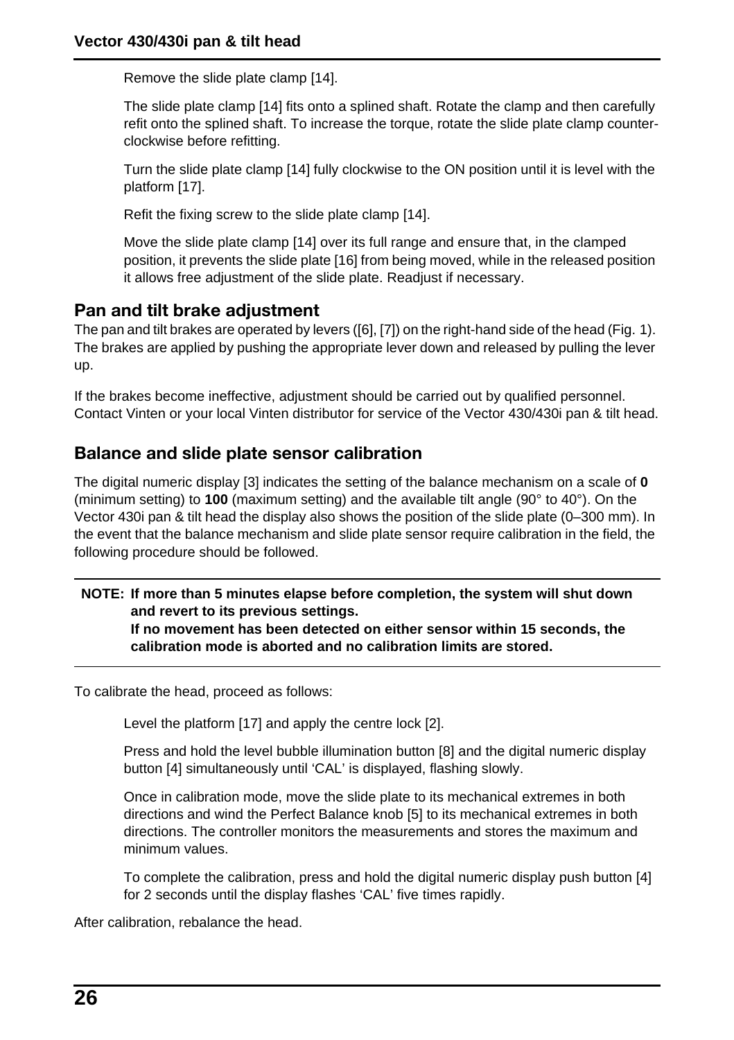Remove the slide plate clamp [14].

The slide plate clamp [14] fits onto a splined shaft. Rotate the clamp and then carefully refit onto the splined shaft. To increase the torque, rotate the slide plate clamp counter-clockwise before refitting.

Turn the slide plate clamp [14] fully clockwise to the ON position until it is level with the platform [17].

Refit the fixing screw to the slide plate clamp [14].

Move the slide plate clamp [14] over its full range and ensure that, in the clamped position, it prevents the slide plate [16] from being moved, while in the released position it allows free adjustment of the slide plate. Readjust if necessary.

## Pan and tilt brake adjustment

The pan and tilt brakes are operated by levers ([6], [7]) on the right-hand side of the head (Fig. 1). The brakes are applied by pushing the appropriate lever down and released by pulling the lever up.

If the brakes become ineffective, adjustment should be carried out by qualified personnel. Contact Vinten or your local Vinten distributor for service of the Vector 430/430i pan & tilt head.

## Balance and slide plate sensor calibration

The digital numeric display [3] indicates the setting of the balance mechanism on a scale of **0** (minimum setting) to **100** (maximum setting) and the available tilt angle (90° to 40°). On the Vector 430i pan & tilt head the display also shows the position of the slide plate (0–300 mm). In the event that the balance mechanism and slide plate sensor require calibration in the field, the following procedure should be followed.

**NOTE: If more than 5 minutes elapse before completion, the system will shut down and revert to its previous settings.**
**If no movement has been detected on either sensor within 15 seconds, the calibration mode is aborted and no calibration limits are stored.**

To calibrate the head, proceed as follows:

Level the platform [17] and apply the centre lock [2].

Press and hold the level bubble illumination button [8] and the digital numeric display button [4] simultaneously until ‘CAL’ is displayed, flashing slowly.

Once in calibration mode, move the slide plate to its mechanical extremes in both directions and wind the Perfect Balance knob [5] to its mechanical extremes in both directions. The controller monitors the measurements and stores the maximum and minimum values.

To complete the calibration, press and hold the digital numeric display push button [4] for 2 seconds until the display flashes ‘CAL’ five times rapidly.

After calibration, rebalance the head.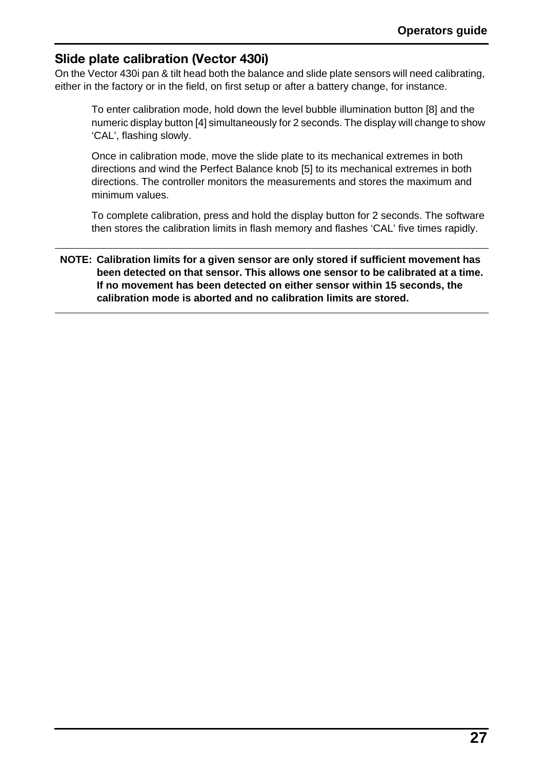## Slide plate calibration (Vector 430i)

On the Vector 430i pan & tilt head both the balance and slide plate sensors will need calibrating, either in the factory or in the field, on first setup or after a battery change, for instance.

To enter calibration mode, hold down the level bubble illumination button [8] and the numeric display button [4] simultaneously for 2 seconds. The display will change to show 'CAL', flashing slowly.

Once in calibration mode, move the slide plate to its mechanical extremes in both directions and wind the Perfect Balance knob [5] to its mechanical extremes in both directions. The controller monitors the measurements and stores the maximum and minimum values.

To complete calibration, press and hold the display button for 2 seconds. The software then stores the calibration limits in flash memory and flashes 'CAL' five times rapidly.

---

**NOTE: Calibration limits for a given sensor are only stored if sufficient movement has been detected on that sensor. This allows one sensor to be calibrated at a time. If no movement has been detected on either sensor within 15 seconds, the calibration mode is aborted and no calibration limits are stored.**

---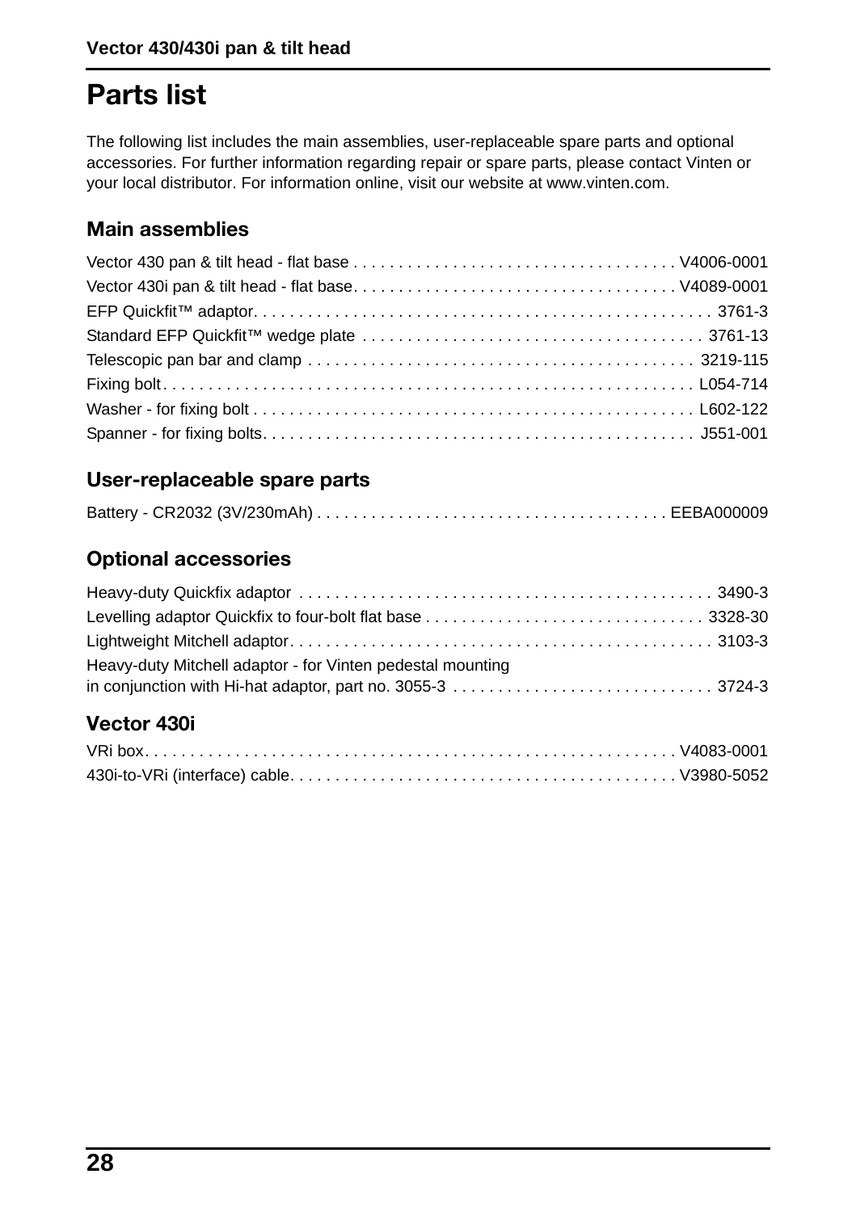# Parts list

The following list includes the main assemblies, user-replaceable spare parts and optional accessories. For further information regarding repair or spare parts, please contact Vinten or your local distributor. For information online, visit our website at www.vinten.com.

## Main assemblies

| Item | Part no. |
|---|---|
| Vector 430 pan & tilt head - flat base | V4006-0001 |
| Vector 430i pan & tilt head - flat base | V4089-0001 |
| EFP Quickfit™ adaptor | 3761-3 |
| Standard EFP Quickfit™ wedge plate | 3761-13 |
| Telescopic pan bar and clamp | 3219-115 |
| Fixing bolt | L054-714 |
| Washer - for fixing bolt | L602-122 |
| Spanner - for fixing bolts | J551-001 |

## User-replaceable spare parts

| Item | Part no. |
|---|---|
| Battery - CR2032 (3V/230mAh) | EEBA000009 |

## Optional accessories

| Item | Part no. |
|---|---|
| Heavy-duty Quickfix adaptor | 3490-3 |
| Levelling adaptor Quickfix to four-bolt flat base | 3328-30 |
| Lightweight Mitchell adaptor | 3103-3 |
| Heavy-duty Mitchell adaptor - for Vinten pedestal mounting in conjunction with Hi-hat adaptor, part no. 3055-3 | 3724-3 |

## Vector 430i

| Item | Part no. |
|---|---|
| VRi box | V4083-0001 |
| 430i-to-VRi (interface) cable | V3980-5052 |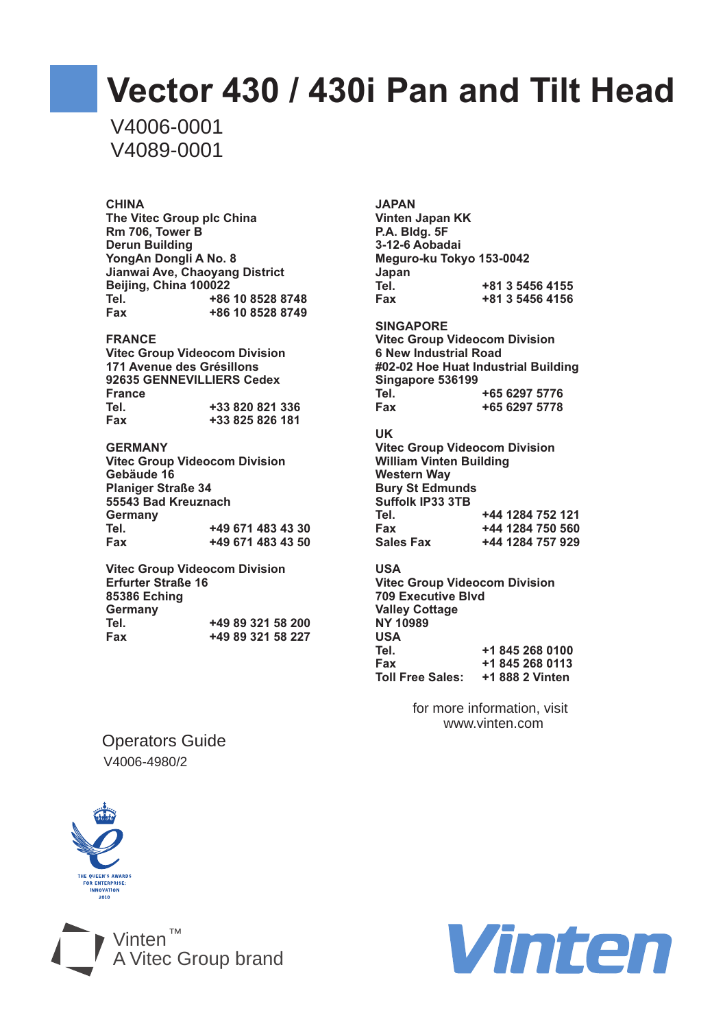# Vector 430 / 430i Pan and Tilt Head

V4006-0001
V4089-0001

**CHINA**
**The Vitec Group plc China**
**Rm 706, Tower B**
**Derun Building**
**YongAn Dongli A No. 8**
**Jianwai Ave, Chaoyang District**
**Beijing, China 100022**
**Tel. +86 10 8528 8748**
**Fax +86 10 8528 8749**

**FRANCE**
**Vitec Group Videocom Division**
**171 Avenue des Grésillons**
**92635 GENNEVILLIERS Cedex**
**France**
**Tel. +33 820 821 336**
**Fax +33 825 826 181**

**GERMANY**
**Vitec Group Videocom Division**
**Gebäude 16**
**Planiger Straße 34**
**55543 Bad Kreuznach**
**Germany**
**Tel. +49 671 483 43 30**
**Fax +49 671 483 43 50**

**Vitec Group Videocom Division**
**Erfurter Straße 16**
**85386 Eching**
**Germany**
**Tel. +49 89 321 58 200**
**Fax +49 89 321 58 227**

**JAPAN**
**Vinten Japan KK**
**P.A. Bldg. 5F**
**3-12-6 Aobadai**
**Meguro-ku Tokyo 153-0042**
**Japan**
**Tel. +81 3 5456 4155**
**Fax +81 3 5456 4156**

**SINGAPORE**
**Vitec Group Videocom Division**
**6 New Industrial Road**
**#02-02 Hoe Huat Industrial Building**
**Singapore 536199**
**Tel. +65 6297 5776**
**Fax +65 6297 5778**

**UK**
**Vitec Group Videocom Division**
**William Vinten Building**
**Western Way**
**Bury St Edmunds**
**Suffolk IP33 3TB**
**Tel. +44 1284 752 121**
**Fax +44 1284 750 560**
**Sales Fax +44 1284 757 929**

**USA**
**Vitec Group Videocom Division**
**709 Executive Blvd**
**Valley Cottage**
**NY 10989**
**USA**
**Tel. +1 845 268 0100**
**Fax +1 845 268 0113**
**Toll Free Sales: +1 888 2 Vinten**

for more information, visit
www.vinten.com

Operators Guide
V4006-4980/2

THE QUEEN'S AWARDS FOR ENTERPRISE: INNOVATION 2010

Vinten™
A Vitec Group brand

Vinten